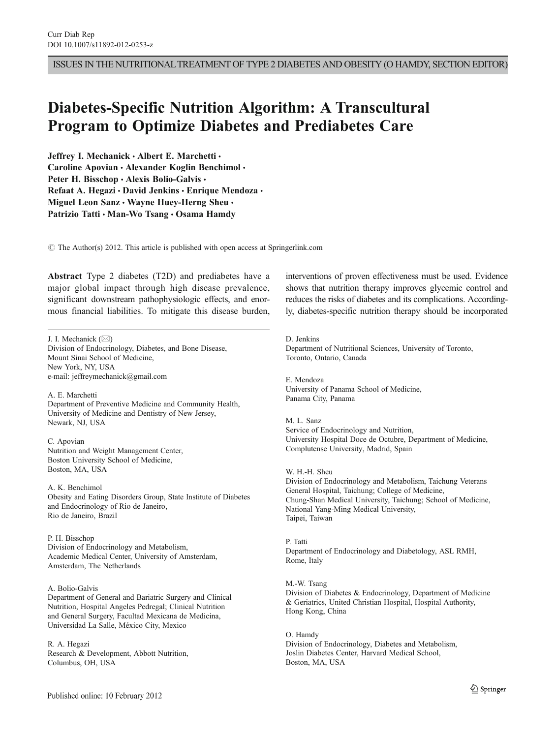ISSUES IN THE NUTRITIONAL TREATMENT OF TYPE 2 DIABETES AND OBESITY (O HAMDY, SECTION EDITOR)

# Diabetes-Specific Nutrition Algorithm: A Transcultural Program to Optimize Diabetes and Prediabetes Care

**Jeffrey I. Mechanick · Albert E. Marchetti · Caroline Apovian · Alexander Koglin Benchimol · Peter H. Bisschop · Alexis Bolio-Galvis · Refaat A. Hegazi · David Jenkins · Enrique Mendoza · Miguel Leon Sanz · Wayne Huey-Herng Sheu · Patrizio Tatti · Man-Wo Tsang · Osama Hamdy**

© The Author(s) 2012. This article is published with open access at Springerlink.com

**Abstract** Type 2 diabetes (T2D) and prediabetes have a major global impact through high disease prevalence, significant downstream pathophysiologic effects, and enormous financial liabilities. To mitigate this disease burden, interventions of proven effectiveness must be used. Evidence shows that nutrition therapy improves glycemic control and reduces the risks of diabetes and its complications. Accordingly, diabetes-specific nutrition therapy should be incorporated

J. I. Mechanick (✉)
Division of Endocrinology, Diabetes, and Bone Disease, Mount Sinai School of Medicine, New York, NY, USA
e-mail: jeffreymechanick@gmail.com

A. E. Marchetti
Department of Preventive Medicine and Community Health, University of Medicine and Dentistry of New Jersey, Newark, NJ, USA

C. Apovian
Nutrition and Weight Management Center, Boston University School of Medicine, Boston, MA, USA

A. K. Benchimol
Obesity and Eating Disorders Group, State Institute of Diabetes and Endocrinology of Rio de Janeiro, Rio de Janeiro, Brazil

P. H. Bisschop
Division of Endocrinology and Metabolism, Academic Medical Center, University of Amsterdam, Amsterdam, The Netherlands

A. Bolio-Galvis
Department of General and Bariatric Surgery and Clinical Nutrition, Hospital Angeles Pedregal; Clinical Nutrition and General Surgery, Facultad Mexicana de Medicina, Universidad La Salle, México City, Mexico

R. A. Hegazi
Research & Development, Abbott Nutrition, Columbus, OH, USA

D. Jenkins
Department of Nutritional Sciences, University of Toronto, Toronto, Ontario, Canada

E. Mendoza
University of Panama School of Medicine, Panama City, Panama

M. L. Sanz
Service of Endocrinology and Nutrition, University Hospital Doce de Octubre, Department of Medicine, Complutense University, Madrid, Spain

W. H.-H. Sheu
Division of Endocrinology and Metabolism, Taichung Veterans General Hospital, Taichung; College of Medicine, Chung-Shan Medical University, Taichung; School of Medicine, National Yang-Ming Medical University, Taipei, Taiwan

P. Tatti
Department of Endocrinology and Diabetology, ASL RMH, Rome, Italy

M.-W. Tsang
Division of Diabetes & Endocrinology, Department of Medicine & Geriatrics, United Christian Hospital, Hospital Authority, Hong Kong, China

O. Hamdy
Division of Endocrinology, Diabetes and Metabolism, Joslin Diabetes Center, Harvard Medical School, Boston, MA, USA

Published online: 10 February 2012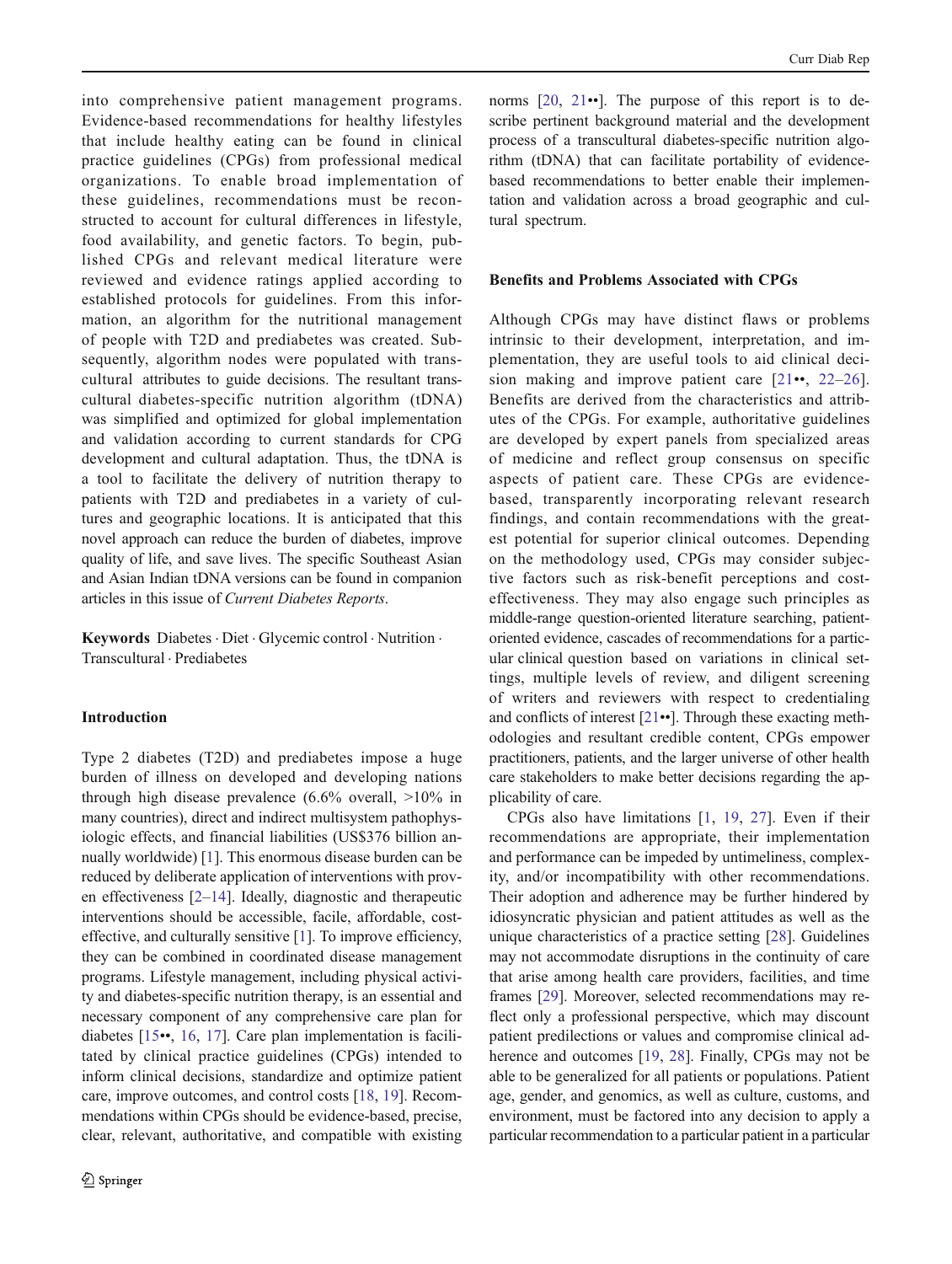into comprehensive patient management programs. Evidence-based recommendations for healthy lifestyles that include healthy eating can be found in clinical practice guidelines (CPGs) from professional medical organizations. To enable broad implementation of these guidelines, recommendations must be reconstructed to account for cultural differences in lifestyle, food availability, and genetic factors. To begin, published CPGs and relevant medical literature were reviewed and evidence ratings applied according to established protocols for guidelines. From this information, an algorithm for the nutritional management of people with T2D and prediabetes was created. Subsequently, algorithm nodes were populated with transcultural attributes to guide decisions. The resultant transcultural diabetes-specific nutrition algorithm (tDNA) was simplified and optimized for global implementation and validation according to current standards for CPG development and cultural adaptation. Thus, the tDNA is a tool to facilitate the delivery of nutrition therapy to patients with T2D and prediabetes in a variety of cultures and geographic locations. It is anticipated that this novel approach can reduce the burden of diabetes, improve quality of life, and save lives. The specific Southeast Asian and Asian Indian tDNA versions can be found in companion articles in this issue of *Current Diabetes Reports*.

**Keywords** Diabetes · Diet · Glycemic control · Nutrition · Transcultural · Prediabetes

## Introduction

Type 2 diabetes (T2D) and prediabetes impose a huge burden of illness on developed and developing nations through high disease prevalence (6.6% overall, >10% in many countries), direct and indirect multisystem pathophysiologic effects, and financial liabilities (US$376 billion annually worldwide) [1]. This enormous disease burden can be reduced by deliberate application of interventions with proven effectiveness [2–14]. Ideally, diagnostic and therapeutic interventions should be accessible, facile, affordable, cost-effective, and culturally sensitive [1]. To improve efficiency, they can be combined in coordinated disease management programs. Lifestyle management, including physical activity and diabetes-specific nutrition therapy, is an essential and necessary component of any comprehensive care plan for diabetes [15••, 16, 17]. Care plan implementation is facilitated by clinical practice guidelines (CPGs) intended to inform clinical decisions, standardize and optimize patient care, improve outcomes, and control costs [18, 19]. Recommendations within CPGs should be evidence-based, precise, clear, relevant, authoritative, and compatible with existing norms [20, 21••]. The purpose of this report is to describe pertinent background material and the development process of a transcultural diabetes-specific nutrition algorithm (tDNA) that can facilitate portability of evidence-based recommendations to better enable their implementation and validation across a broad geographic and cultural spectrum.

## Benefits and Problems Associated with CPGs

Although CPGs may have distinct flaws or problems intrinsic to their development, interpretation, and implementation, they are useful tools to aid clinical decision making and improve patient care [21••, 22–26]. Benefits are derived from the characteristics and attributes of the CPGs. For example, authoritative guidelines are developed by expert panels from specialized areas of medicine and reflect group consensus on specific aspects of patient care. These CPGs are evidence-based, transparently incorporating relevant research findings, and contain recommendations with the greatest potential for superior clinical outcomes. Depending on the methodology used, CPGs may consider subjective factors such as risk-benefit perceptions and cost-effectiveness. They may also engage such principles as middle-range question-oriented literature searching, patient-oriented evidence, cascades of recommendations for a particular clinical question based on variations in clinical settings, multiple levels of review, and diligent screening of writers and reviewers with respect to credentialing and conflicts of interest [21••]. Through these exacting methodologies and resultant credible content, CPGs empower practitioners, patients, and the larger universe of other health care stakeholders to make better decisions regarding the applicability of care.

CPGs also have limitations [1, 19, 27]. Even if their recommendations are appropriate, their implementation and performance can be impeded by untimeliness, complexity, and/or incompatibility with other recommendations. Their adoption and adherence may be further hindered by idiosyncratic physician and patient attitudes as well as the unique characteristics of a practice setting [28]. Guidelines may not accommodate disruptions in the continuity of care that arise among health care providers, facilities, and time frames [29]. Moreover, selected recommendations may reflect only a professional perspective, which may discount patient predilections or values and compromise clinical adherence and outcomes [19, 28]. Finally, CPGs may not be able to be generalized for all patients or populations. Patient age, gender, and genomics, as well as culture, customs, and environment, must be factored into any decision to apply a particular recommendation to a particular patient in a particular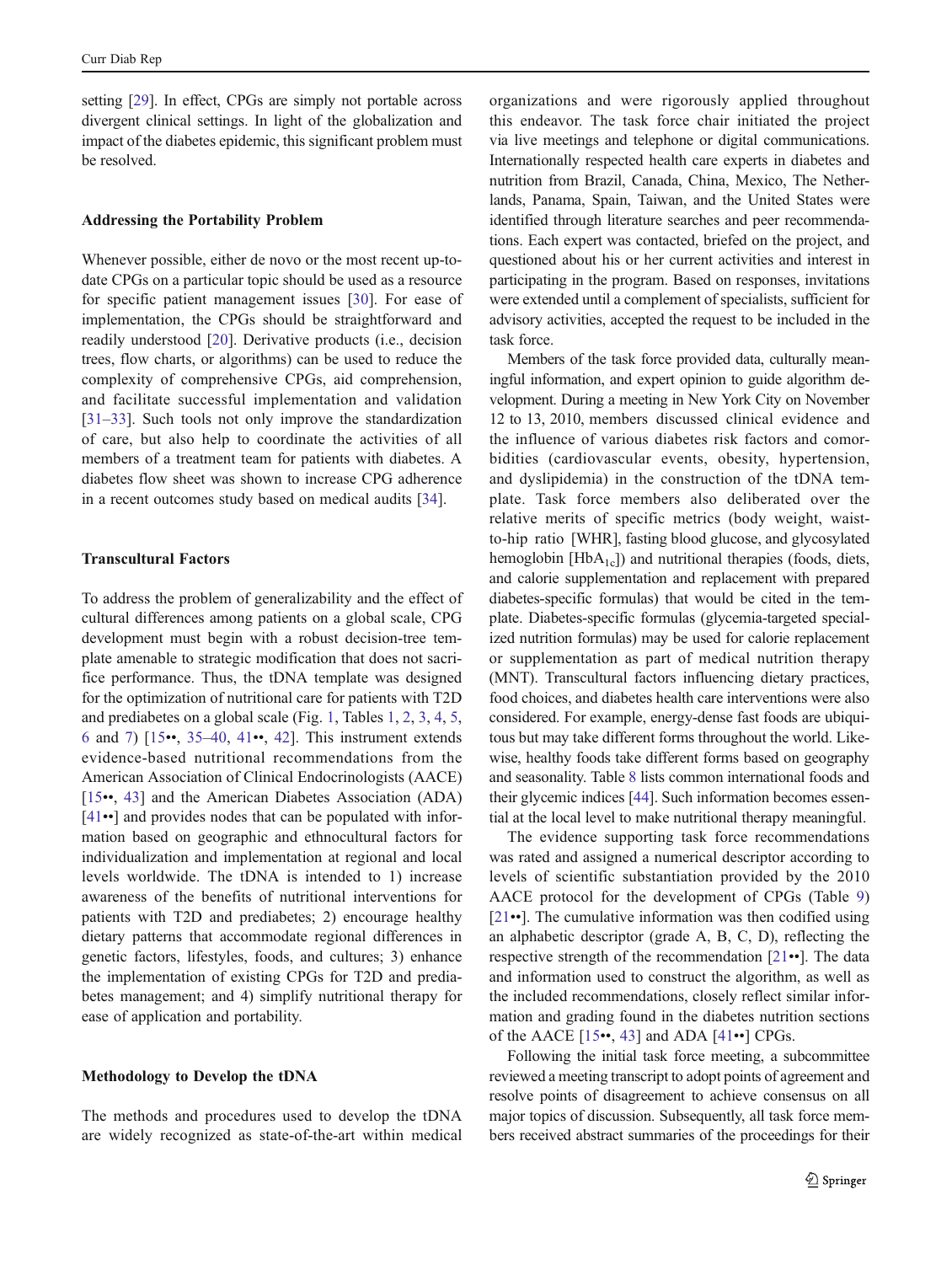setting [29]. In effect, CPGs are simply not portable across divergent clinical settings. In light of the globalization and impact of the diabetes epidemic, this significant problem must be resolved.

### Addressing the Portability Problem

Whenever possible, either de novo or the most recent up-to-date CPGs on a particular topic should be used as a resource for specific patient management issues [30]. For ease of implementation, the CPGs should be straightforward and readily understood [20]. Derivative products (i.e., decision trees, flow charts, or algorithms) can be used to reduce the complexity of comprehensive CPGs, aid comprehension, and facilitate successful implementation and validation [31–33]. Such tools not only improve the standardization of care, but also help to coordinate the activities of all members of a treatment team for patients with diabetes. A diabetes flow sheet was shown to increase CPG adherence in a recent outcomes study based on medical audits [34].

### Transcultural Factors

To address the problem of generalizability and the effect of cultural differences among patients on a global scale, CPG development must begin with a robust decision-tree template amenable to strategic modification that does not sacrifice performance. Thus, the tDNA template was designed for the optimization of nutritional care for patients with T2D and prediabetes on a global scale (Fig. 1, Tables 1, 2, 3, 4, 5, 6 and 7) [15••, 35–40, 41••, 42]. This instrument extends evidence-based nutritional recommendations from the American Association of Clinical Endocrinologists (AACE) [15••, 43] and the American Diabetes Association (ADA) [41••] and provides nodes that can be populated with information based on geographic and ethnocultural factors for individualization and implementation at regional and local levels worldwide. The tDNA is intended to 1) increase awareness of the benefits of nutritional interventions for patients with T2D and prediabetes; 2) encourage healthy dietary patterns that accommodate regional differences in genetic factors, lifestyles, foods, and cultures; 3) enhance the implementation of existing CPGs for T2D and prediabetes management; and 4) simplify nutritional therapy for ease of application and portability.

### Methodology to Develop the tDNA

The methods and procedures used to develop the tDNA are widely recognized as state-of-the-art within medical organizations and were rigorously applied throughout this endeavor. The task force chair initiated the project via live meetings and telephone or digital communications. Internationally respected health care experts in diabetes and nutrition from Brazil, Canada, China, Mexico, The Netherlands, Panama, Spain, Taiwan, and the United States were identified through literature searches and peer recommendations. Each expert was contacted, briefed on the project, and questioned about his or her current activities and interest in participating in the program. Based on responses, invitations were extended until a complement of specialists, sufficient for advisory activities, accepted the request to be included in the task force.

Members of the task force provided data, culturally meaningful information, and expert opinion to guide algorithm development. During a meeting in New York City on November 12 to 13, 2010, members discussed clinical evidence and the influence of various diabetes risk factors and comorbidities (cardiovascular events, obesity, hypertension, and dyslipidemia) in the construction of the tDNA template. Task force members also deliberated over the relative merits of specific metrics (body weight, waist-to-hip ratio [WHR], fasting blood glucose, and glycosylated hemoglobin [$HbA_{1c}$]) and nutritional therapies (foods, diets, and calorie supplementation and replacement with prepared diabetes-specific formulas) that would be cited in the template. Diabetes-specific formulas (glycemia-targeted specialized nutrition formulas) may be used for calorie replacement or supplementation as part of medical nutrition therapy (MNT). Transcultural factors influencing dietary practices, food choices, and diabetes health care interventions were also considered. For example, energy-dense fast foods are ubiquitous but may take different forms throughout the world. Likewise, healthy foods take different forms based on geography and seasonality. Table 8 lists common international foods and their glycemic indices [44]. Such information becomes essential at the local level to make nutritional therapy meaningful.

The evidence supporting task force recommendations was rated and assigned a numerical descriptor according to levels of scientific substantiation provided by the 2010 AACE protocol for the development of CPGs (Table 9) [21••]. The cumulative information was then codified using an alphabetic descriptor (grade A, B, C, D), reflecting the respective strength of the recommendation [21••]. The data and information used to construct the algorithm, as well as the included recommendations, closely reflect similar information and grading found in the diabetes nutrition sections of the AACE [15••, 43] and ADA [41••] CPGs.

Following the initial task force meeting, a subcommittee reviewed a meeting transcript to adopt points of agreement and resolve points of disagreement to achieve consensus on all major topics of discussion. Subsequently, all task force members received abstract summaries of the proceedings for their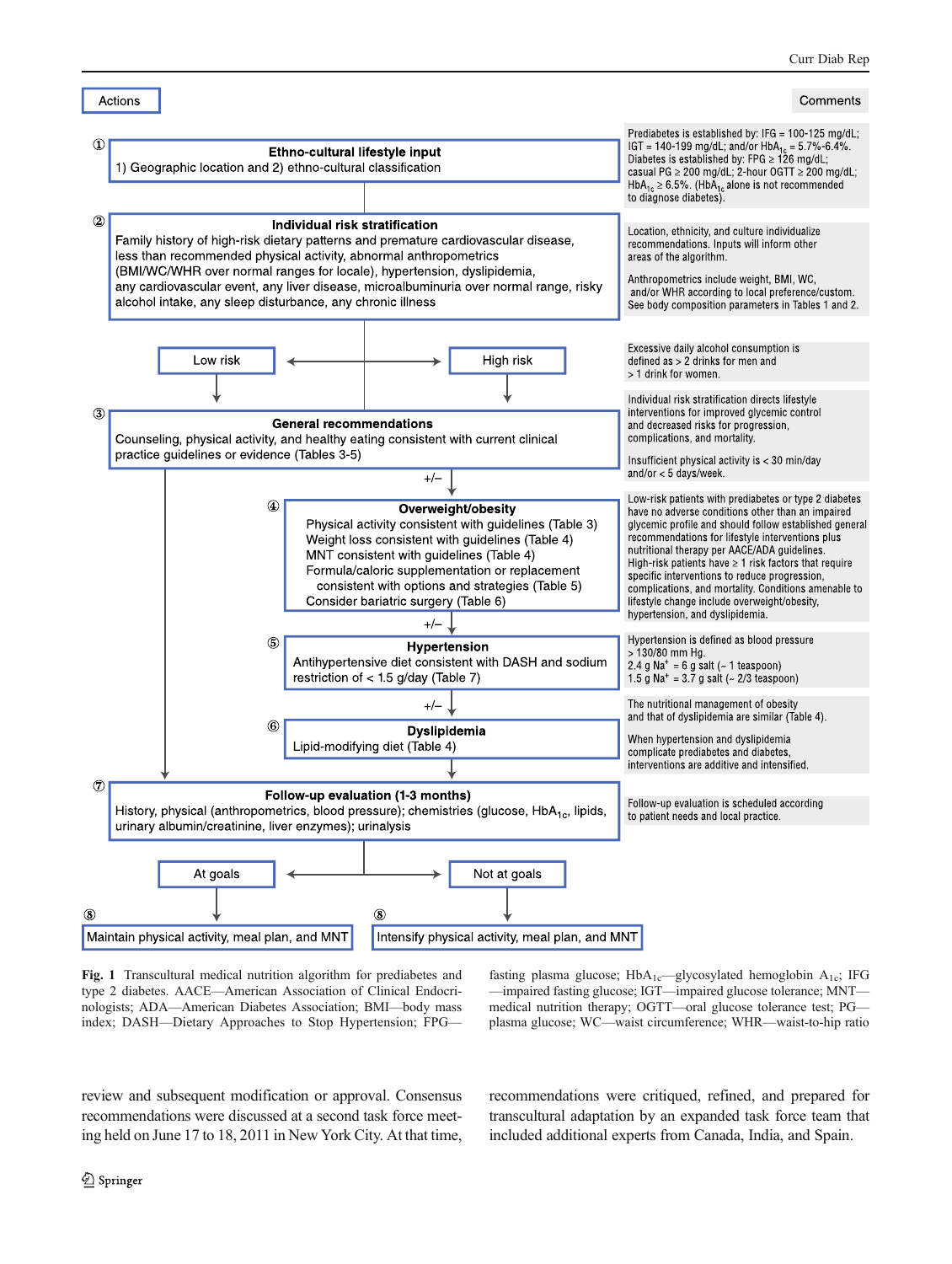**Actions**

**Comments**

① **Ethno-cultural lifestyle input**
1) Geographic location and 2) ethno-cultural classification

> Prediabetes is established by: IFG = 100-125 mg/dL; IGT = 140-199 mg/dL; and/or $HbA_{1c}$ = 5.7%-6.4%. Diabetes is established by: FPG ≥ 126 mg/dL; casual PG ≥ 200 mg/dL; 2-hour OGTT ≥ 200 mg/dL; $HbA_{1c}$ ≥ 6.5%. ($HbA_{1c}$ alone is not recommended to diagnose diabetes).

② **Individual risk stratification**
Family history of high-risk dietary patterns and premature cardiovascular disease, less than recommended physical activity, abnormal anthropometrics (BMI/WC/WHR over normal ranges for locale), hypertension, dyslipidemia, any cardiovascular event, any liver disease, microalbuminuria over normal range, risky alcohol intake, any sleep disturbance, any chronic illness

> Location, ethnicity, and culture individualize recommendations. Inputs will inform other areas of the algorithm.
>
> Anthropometrics include weight, BMI, WC, and/or WHR according to local preference/custom. See body composition parameters in Tables 1 and 2.

Low risk ←→ High risk

> Excessive daily alcohol consumption is defined as > 2 drinks for men and > 1 drink for women.

③ **General recommendations**
Counseling, physical activity, and healthy eating consistent with current clinical practice guidelines or evidence (Tables 3-5)

> Individual risk stratification directs lifestyle interventions for improved glycemic control and decreased risks for progression, complications, and mortality.
>
> Insufficient physical activity is < 30 min/day and/or < 5 days/week.

+/–

④ **Overweight/obesity**
Physical activity consistent with guidelines (Table 3)
Weight loss consistent with guidelines (Table 4)
MNT consistent with guidelines (Table 4)
Formula/caloric supplementation or replacement consistent with options and strategies (Table 5)
Consider bariatric surgery (Table 6)

> Low-risk patients with prediabetes or type 2 diabetes have no adverse conditions other than an impaired glycemic profile and should follow established general recommendations for lifestyle interventions plus nutritional therapy per AACE/ADA guidelines. High-risk patients have ≥ 1 risk factors that require specific interventions to reduce progression, complications, and mortality. Conditions amenable to lifestyle change include overweight/obesity, hypertension, and dyslipidemia.

+/–

⑤ **Hypertension**
Antihypertensive diet consistent with DASH and sodium restriction of < 1.5 g/day (Table 7)

> Hypertension is defined as blood pressure > 130/80 mm Hg.
> 2.4 g $Na^+$ = 6 g salt (~ 1 teaspoon)
> 1.5 g $Na^+$ = 3.7 g salt (~ 2/3 teaspoon)

+/–

⑥ **Dyslipidemia**
Lipid-modifying diet (Table 4)

> The nutritional management of obesity and that of dyslipidemia are similar (Table 4).
>
> When hypertension and dyslipidemia complicate prediabetes and diabetes, interventions are additive and intensified.

⑦ **Follow-up evaluation (1-3 months)**
History, physical (anthropometrics, blood pressure); chemistries (glucose, $HbA_{1c}$, lipids, urinary albumin/creatinine, liver enzymes); urinalysis

> Follow-up evaluation is scheduled according to patient needs and local practice.

At goals ←→ Not at goals

⑧ Maintain physical activity, meal plan, and MNT

⑧ Intensify physical activity, meal plan, and MNT

**Fig. 1** Transcultural medical nutrition algorithm for prediabetes and type 2 diabetes. AACE—American Association of Clinical Endocrinologists; ADA—American Diabetes Association; BMI—body mass index; DASH—Dietary Approaches to Stop Hypertension; FPG—fasting plasma glucose; $HbA_{1c}$—glycosylated hemoglobin $A_{1c}$; IFG—impaired fasting glucose; IGT—impaired glucose tolerance; MNT—medical nutrition therapy; OGTT—oral glucose tolerance test; PG—plasma glucose; WC—waist circumference; WHR—waist-to-hip ratio

review and subsequent modification or approval. Consensus recommendations were discussed at a second task force meeting held on June 17 to 18, 2011 in New York City. At that time, recommendations were critiqued, refined, and prepared for transcultural adaptation by an expanded task force team that included additional experts from Canada, India, and Spain.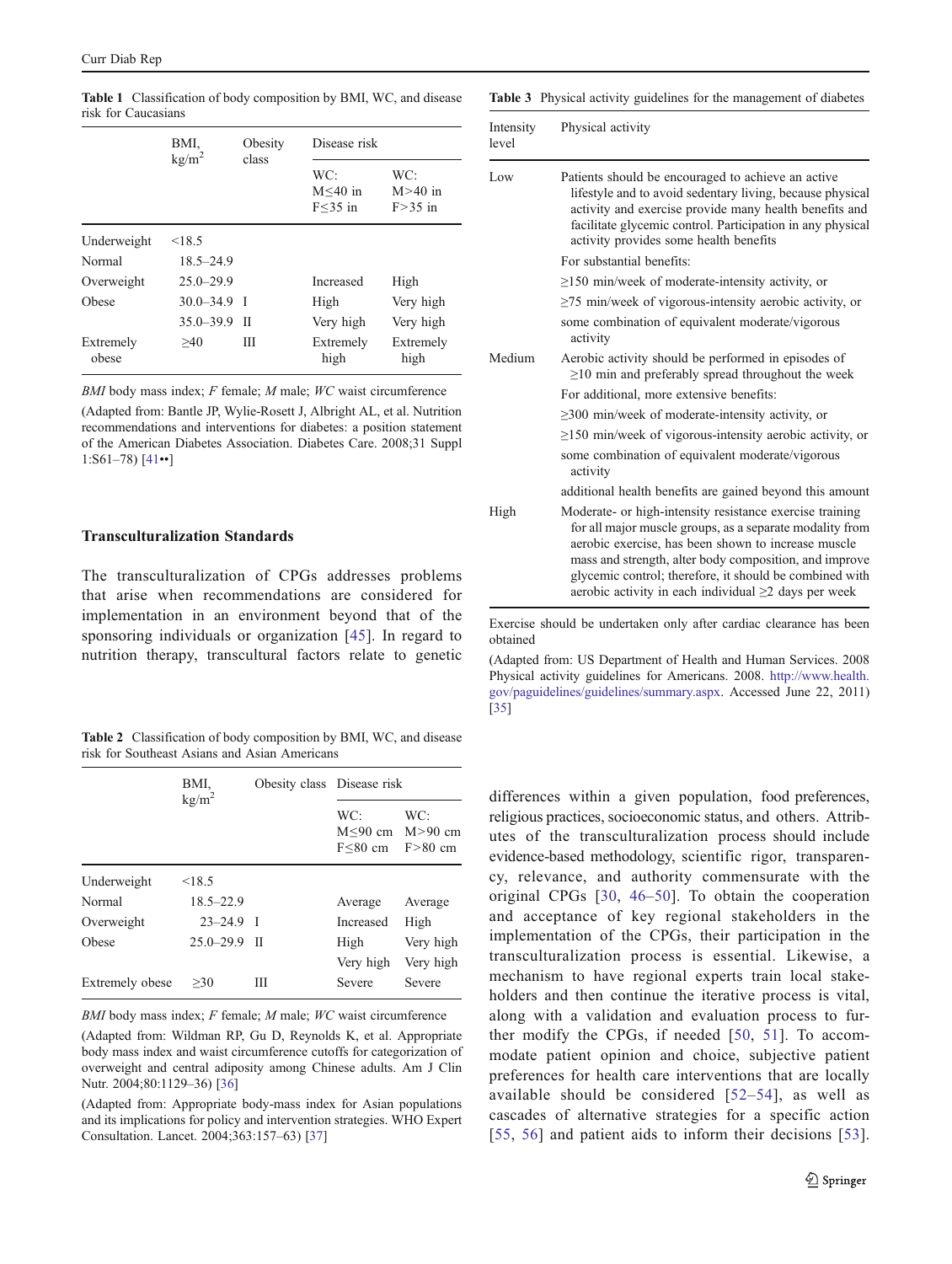**Table 1** Classification of body composition by BMI, WC, and disease risk for Caucasians

| | BMI, kg/m$^2$ | Obesity class | Disease risk | |
|---|---|---|---|---|
| | | | WC: M≤40 in F≤35 in | WC: M>40 in F>35 in |
| Underweight | <18.5 | | | |
| Normal | 18.5–24.9 | | | |
| Overweight | 25.0–29.9 | | Increased | High |
| Obese | 30.0–34.9 | I | High | Very high |
| | 35.0–39.9 | II | Very high | Very high |
| Extremely obese | ≥40 | III | Extremely high | Extremely high |

*BMI* body mass index; *F* female; *M* male; *WC* waist circumference

(Adapted from: Bantle JP, Wylie-Rosett J, Albright AL, et al. Nutrition recommendations and interventions for diabetes: a position statement of the American Diabetes Association. Diabetes Care. 2008;31 Suppl 1:S61–78) [41••]

### Transculturalization Standards

The transculturalization of CPGs addresses problems that arise when recommendations are considered for implementation in an environment beyond that of the sponsoring individuals or organization [45]. In regard to nutrition therapy, transcultural factors relate to genetic differences within a given population, food preferences, religious practices, socioeconomic status, and others. Attributes of the transculturalization process should include evidence-based methodology, scientific rigor, transparency, relevance, and authority commensurate with the original CPGs [30, 46–50]. To obtain the cooperation and acceptance of key regional stakeholders in the implementation of the CPGs, their participation in the transculturalization process is essential. Likewise, a mechanism to have regional experts train local stakeholders and then continue the iterative process is vital, along with a validation and evaluation process to further modify the CPGs, if needed [50, 51]. To accommodate patient opinion and choice, subjective patient preferences for health care interventions that are locally available should be considered [52–54], as well as cascades of alternative strategies for a specific action [55, 56] and patient aids to inform their decisions [53].

**Table 2** Classification of body composition by BMI, WC, and disease risk for Southeast Asians and Asian Americans

| | BMI, kg/m$^2$ | Obesity class | Disease risk | |
|---|---|---|---|---|
| | | | WC: M≤90 cm F≤80 cm | WC: M>90 cm F>80 cm |
| Underweight | <18.5 | | | |
| Normal | 18.5–22.9 | | Average | Average |
| Overweight | 23–24.9 | I | Increased | High |
| Obese | 25.0–29.9 | II | High | Very high |
| | | | Very high | Very high |
| Extremely obese | ≥30 | III | Severe | Severe |

*BMI* body mass index; *F* female; *M* male; *WC* waist circumference

(Adapted from: Wildman RP, Gu D, Reynolds K, et al. Appropriate body mass index and waist circumference cutoffs for categorization of overweight and central adiposity among Chinese adults. Am J Clin Nutr. 2004;80:1129–36) [36]

(Adapted from: Appropriate body-mass index for Asian populations and its implications for policy and intervention strategies. WHO Expert Consultation. Lancet. 2004;363:157–63) [37]

**Table 3** Physical activity guidelines for the management of diabetes

| Intensity level | Physical activity |
|---|---|
| Low | Patients should be encouraged to achieve an active lifestyle and to avoid sedentary living, because physical activity and exercise provide many health benefits and facilitate glycemic control. Participation in any physical activity provides some health benefits |
| | For substantial benefits: |
| | ≥150 min/week of moderate-intensity activity, or |
| | ≥75 min/week of vigorous-intensity aerobic activity, or |
| | some combination of equivalent moderate/vigorous activity |
| Medium | Aerobic activity should be performed in episodes of ≥10 min and preferably spread throughout the week |
| | For additional, more extensive benefits: |
| | ≥300 min/week of moderate-intensity activity, or |
| | ≥150 min/week of vigorous-intensity aerobic activity, or |
| | some combination of equivalent moderate/vigorous activity |
| | additional health benefits are gained beyond this amount |
| High | Moderate- or high-intensity resistance exercise training for all major muscle groups, as a separate modality from aerobic exercise, has been shown to increase muscle mass and strength, alter body composition, and improve glycemic control; therefore, it should be combined with aerobic activity in each individual ≥2 days per week |

Exercise should be undertaken only after cardiac clearance has been obtained

(Adapted from: US Department of Health and Human Services. 2008 Physical activity guidelines for Americans. 2008. http://www.health.gov/paguidelines/guidelines/summary.aspx. Accessed June 22, 2011) [35]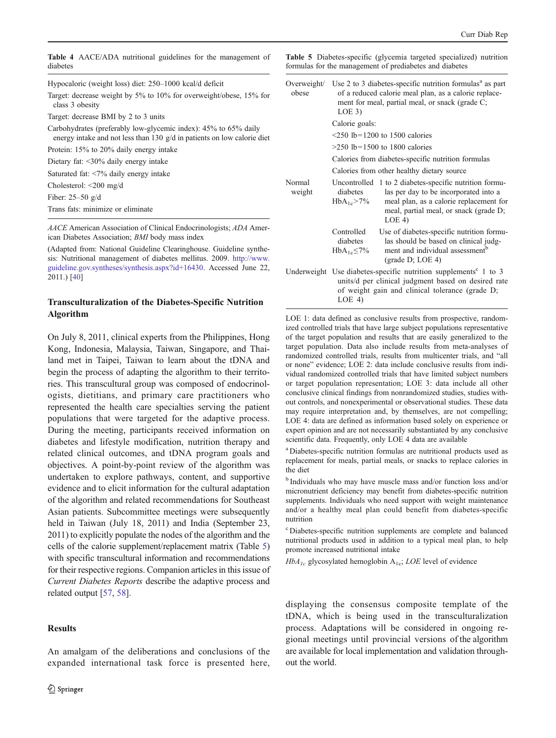**Table 4** AACE/ADA nutritional guidelines for the management of diabetes

| |
|---|
| Hypocaloric (weight loss) diet: 250–1000 kcal/d deficit |
| Target: decrease weight by 5% to 10% for overweight/obese, 15% for class 3 obesity |
| Target: decrease BMI by 2 to 3 units |
| Carbohydrates (preferably low-glycemic index): 45% to 65% daily energy intake and not less than 130 g/d in patients on low calorie diet |
| Protein: 15% to 20% daily energy intake |
| Dietary fat: <30% daily energy intake |
| Saturated fat: <7% daily energy intake |
| Cholesterol: <200 mg/d |
| Fiber: 25–50 g/d |
| Trans fats: minimize or eliminate |

*AACE* American Association of Clinical Endocrinologists; *ADA* American Diabetes Association; *BMI* body mass index

(Adapted from: National Guideline Clearinghouse. Guideline synthesis: Nutritional management of diabetes mellitus. 2009. http://www.guideline.gov.syntheses/synthesis.aspx?id+16430. Accessed June 22, 2011.) [40]

**Table 5** Diabetes-specific (glycemia targeted specialized) nutrition formulas for the management of prediabetes and diabetes

| | | |
|---|---|---|
| Overweight/obese | Use 2 to 3 diabetes-specific nutrition formulas[a] as part of a reduced calorie meal plan, as a calorie replacement for meal, partial meal, or snack (grade C; LOE 3) | |
| | Calorie goals: | |
| | <250 lb=1200 to 1500 calories | |
| | >250 lb=1500 to 1800 calories | |
| | Calories from diabetes-specific nutrition formulas | |
| | Calories from other healthy dietary source | |
| Normal weight | Uncontrolled diabetes $HbA_{1c}$>7% | 1 to 2 diabetes-specific nutrition formulas per day to be incorporated into a meal plan, as a calorie replacement for meal, partial meal, or snack (grade D; LOE 4) |
| | Controlled diabetes $HbA_{1c}$≤7% | Use of diabetes-specific nutrition formulas should be based on clinical judgment and individual assessment[b] (grade D; LOE 4) |
| Underweight | Use diabetes-specific nutrition supplements[c] 1 to 3 units/d per clinical judgment based on desired rate of weight gain and clinical tolerance (grade D; LOE 4) | |

LOE 1: data defined as conclusive results from prospective, randomized controlled trials that have large subject populations representative of the target population and results that are easily generalized to the target population. Data also include results from meta-analyses of randomized controlled trials, results from multicenter trials, and "all or none" evidence; LOE 2: data include conclusive results from individual randomized controlled trials that have limited subject numbers or target population representation; LOE 3: data include all other conclusive clinical findings from nonrandomized studies, studies without controls, and nonexperimental or observational studies. These data may require interpretation and, by themselves, are not compelling; LOE 4: data are defined as information based solely on experience or expert opinion and are not necessarily substantiated by any conclusive scientific data. Frequently, only LOE 4 data are available

[a] Diabetes-specific nutrition formulas are nutritional products used as replacement for meals, partial meals, or snacks to replace calories in the diet

[b] Individuals who may have muscle mass and/or function loss and/or micronutrient deficiency may benefit from diabetes-specific nutrition supplements. Individuals who need support with weight maintenance and/or a healthy meal plan could benefit from diabetes-specific nutrition

[c] Diabetes-specific nutrition supplements are complete and balanced nutritional products used in addition to a typical meal plan, to help promote increased nutritional intake

*$HbA_{1c}$* glycosylated hemoglobin $A_{1c}$; *LOE* level of evidence

## Transculturalization of the Diabetes-Specific Nutrition Algorithm

On July 8, 2011, clinical experts from the Philippines, Hong Kong, Indonesia, Malaysia, Taiwan, Singapore, and Thailand met in Taipei, Taiwan to learn about the tDNA and begin the process of adapting the algorithm to their territories. This transcultural group was composed of endocrinologists, dietitians, and primary care practitioners who represented the health care specialties serving the patient populations that were targeted for the adaptive process. During the meeting, participants received information on diabetes and lifestyle modification, nutrition therapy and related clinical outcomes, and tDNA program goals and objectives. A point-by-point review of the algorithm was undertaken to explore pathways, content, and supportive evidence and to elicit information for the cultural adaptation of the algorithm and related recommendations for Southeast Asian patients. Subcommittee meetings were subsequently held in Taiwan (July 18, 2011) and India (September 23, 2011) to explicitly populate the nodes of the algorithm and the cells of the calorie supplement/replacement matrix (Table 5) with specific transcultural information and recommendations for their respective regions. Companion articles in this issue of *Current Diabetes Reports* describe the adaptive process and related output [57, 58].

## Results

An amalgam of the deliberations and conclusions of the expanded international task force is presented here, displaying the consensus composite template of the tDNA, which is being used in the transculturalization process. Adaptations will be considered in ongoing regional meetings until provincial versions of the algorithm are available for local implementation and validation throughout the world.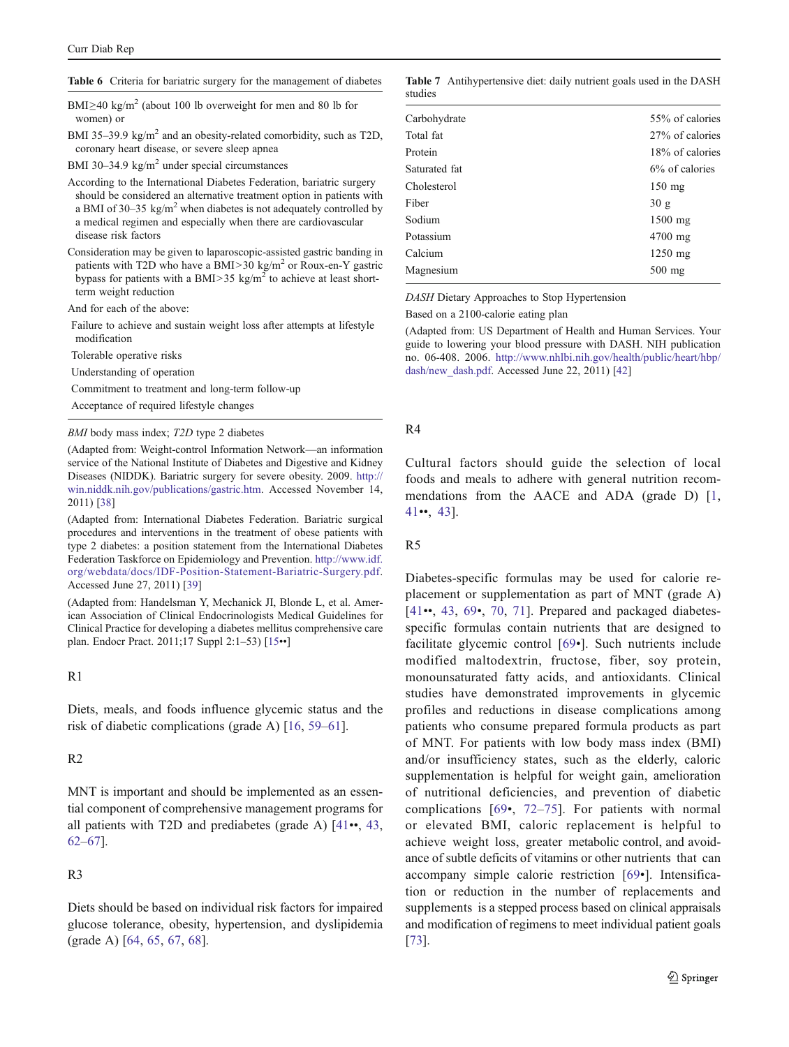**Table 6** Criteria for bariatric surgery for the management of diabetes

BMI≥40 kg/m$^2$ (about 100 lb overweight for men and 80 lb for women) or

BMI 35–39.9 kg/m$^2$ and an obesity-related comorbidity, such as T2D, coronary heart disease, or severe sleep apnea

BMI 30–34.9 kg/m$^2$ under special circumstances

According to the International Diabetes Federation, bariatric surgery should be considered an alternative treatment option in patients with a BMI of 30–35 kg/m$^2$ when diabetes is not adequately controlled by a medical regimen and especially when there are cardiovascular disease risk factors

Consideration may be given to laparoscopic-assisted gastric banding in patients with T2D who have a BMI>30 kg/m$^2$ or Roux-en-Y gastric bypass for patients with a BMI>35 kg/m$^2$ to achieve at least short-term weight reduction

And for each of the above:

- Failure to achieve and sustain weight loss after attempts at lifestyle modification
- Tolerable operative risks
- Understanding of operation
- Commitment to treatment and long-term follow-up
- Acceptance of required lifestyle changes

*BMI* body mass index; *T2D* type 2 diabetes

(Adapted from: Weight-control Information Network—an information service of the National Institute of Diabetes and Digestive and Kidney Diseases (NIDDK). Bariatric surgery for severe obesity. 2009. http://win.niddk.nih.gov/publications/gastric.htm. Accessed November 14, 2011) [38]

(Adapted from: International Diabetes Federation. Bariatric surgical procedures and interventions in the treatment of obese patients with type 2 diabetes: a position statement from the International Diabetes Federation Taskforce on Epidemiology and Prevention. http://www.idf.org/webdata/docs/IDF-Position-Statement-Bariatric-Surgery.pdf. Accessed June 27, 2011) [39]

(Adapted from: Handelsman Y, Mechanick JI, Blonde L, et al. American Association of Clinical Endocrinologists Medical Guidelines for Clinical Practice for developing a diabetes mellitus comprehensive care plan. Endocr Pract. 2011;17 Suppl 2:1–53) [15••]

R1

Diets, meals, and foods influence glycemic status and the risk of diabetic complications (grade A) [16, 59–61].

R2

MNT is important and should be implemented as an essential component of comprehensive management programs for all patients with T2D and prediabetes (grade A) [41••, 43, 62–67].

R3

Diets should be based on individual risk factors for impaired glucose tolerance, obesity, hypertension, and dyslipidemia (grade A) [64, 65, 67, 68].

**Table 7** Antihypertensive diet: daily nutrient goals used in the DASH studies

| Nutrient | Goal |
|---|---|
| Carbohydrate | 55% of calories |
| Total fat | 27% of calories |
| Protein | 18% of calories |
| Saturated fat | 6% of calories |
| Cholesterol | 150 mg |
| Fiber | 30 g |
| Sodium | 1500 mg |
| Potassium | 4700 mg |
| Calcium | 1250 mg |
| Magnesium | 500 mg |

*DASH* Dietary Approaches to Stop Hypertension

Based on a 2100-calorie eating plan

(Adapted from: US Department of Health and Human Services. Your guide to lowering your blood pressure with DASH. NIH publication no. 06-408. 2006. http://www.nhlbi.nih.gov/health/public/heart/hbp/dash/new_dash.pdf. Accessed June 22, 2011) [42]

R4

Cultural factors should guide the selection of local foods and meals to adhere with general nutrition recommendations from the AACE and ADA (grade D) [1, 41••, 43].

R5

Diabetes-specific formulas may be used for calorie replacement or supplementation as part of MNT (grade A) [41••, 43, 69•, 70, 71]. Prepared and packaged diabetes-specific formulas contain nutrients that are designed to facilitate glycemic control [69•]. Such nutrients include modified maltodextrin, fructose, fiber, soy protein, monounsaturated fatty acids, and antioxidants. Clinical studies have demonstrated improvements in glycemic profiles and reductions in disease complications among patients who consume prepared formula products as part of MNT. For patients with low body mass index (BMI) and/or insufficiency states, such as the elderly, caloric supplementation is helpful for weight gain, amelioration of nutritional deficiencies, and prevention of diabetic complications [69•, 72–75]. For patients with normal or elevated BMI, caloric replacement is helpful to achieve weight loss, greater metabolic control, and avoidance of subtle deficits of vitamins or other nutrients that can accompany simple calorie restriction [69•]. Intensification or reduction in the number of replacements and supplements is a stepped process based on clinical appraisals and modification of regimens to meet individual patient goals [73].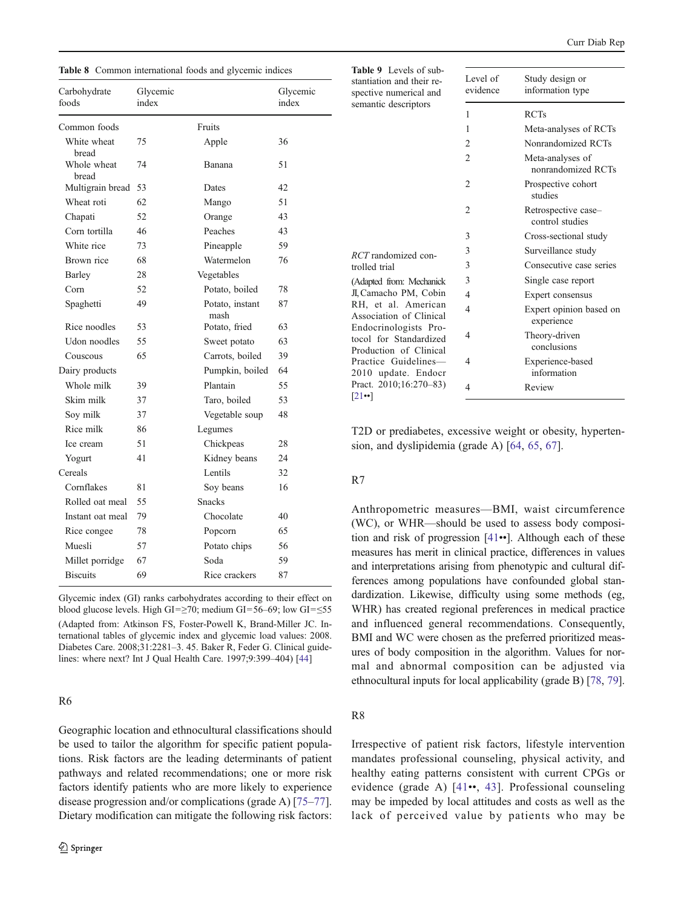**Table 8** Common international foods and glycemic indices

| Carbohydrate foods | Glycemic index | | Glycemic index |
|---|---|---|---|
| Common foods | | Fruits | |
| White wheat bread | 75 | Apple | 36 |
| Whole wheat bread | 74 | Banana | 51 |
| Multigrain bread | 53 | Dates | 42 |
| Wheat roti | 62 | Mango | 51 |
| Chapati | 52 | Orange | 43 |
| Corn tortilla | 46 | Peaches | 43 |
| White rice | 73 | Pineapple | 59 |
| Brown rice | 68 | Watermelon | 76 |
| Barley | 28 | Vegetables | |
| Corn | 52 | Potato, boiled | 78 |
| Spaghetti | 49 | Potato, instant mash | 87 |
| Rice noodles | 53 | Potato, fried | 63 |
| Udon noodles | 55 | Sweet potato | 63 |
| Couscous | 65 | Carrots, boiled | 39 |
| Dairy products | | Pumpkin, boiled | 64 |
| Whole milk | 39 | Plantain | 55 |
| Skim milk | 37 | Taro, boiled | 53 |
| Soy milk | 37 | Vegetable soup | 48 |
| Rice milk | 86 | Legumes | |
| Ice cream | 51 | Chickpeas | 28 |
| Yogurt | 41 | Kidney beans | 24 |
| Cereals | | Lentils | 32 |
| Cornflakes | 81 | Soy beans | 16 |
| Rolled oat meal | 55 | Snacks | |
| Instant oat meal | 79 | Chocolate | 40 |
| Rice congee | 78 | Popcorn | 65 |
| Muesli | 57 | Potato chips | 56 |
| Millet porridge | 67 | Soda | 59 |
| Biscuits | 69 | Rice crackers | 87 |

Glycemic index (GI) ranks carbohydrates according to their effect on blood glucose levels. High GI=≥70; medium GI=56–69; low GI=≤55

(Adapted from: Atkinson FS, Foster-Powell K, Brand-Miller JC. International tables of glycemic index and glycemic load values: 2008. Diabetes Care. 2008;31:2281–3. 45. Baker R, Feder G. Clinical guidelines: where next? Int J Qual Health Care. 1997;9:399–404) [44]

### R6

Geographic location and ethnocultural classifications should be used to tailor the algorithm for specific patient populations. Risk factors are the leading determinants of patient pathways and related recommendations; one or more risk factors identify patients who are more likely to experience disease progression and/or complications (grade A) [75–77]. Dietary modification can mitigate the following risk factors: T2D or prediabetes, excessive weight or obesity, hypertension, and dyslipidemia (grade A) [64, 65, 67].

**Table 9** Levels of substantiation and their respective numerical and semantic descriptors

| Level of evidence | Study design or information type |
|---|---|
| 1 | RCTs |
| 1 | Meta-analyses of RCTs |
| 2 | Nonrandomized RCTs |
| 2 | Meta-analyses of nonrandomized RCTs |
| 2 | Prospective cohort studies |
| 2 | Retrospective case–control studies |
| 3 | Cross-sectional study |
| 3 | Surveillance study |
| 3 | Consecutive case series |
| 3 | Single case report |
| 4 | Expert consensus |
| 4 | Expert opinion based on experience |
| 4 | Theory-driven conclusions |
| 4 | Experience-based information |
| 4 | Review |

*RCT* randomized controlled trial

(Adapted from: Mechanick JI, Camacho PM, Cobin RH, et al. American Association of Clinical Endocrinologists Protocol for Standardized Production of Clinical Practice Guidelines—2010 update. Endocr Pract. 2010;16:270–83) [21••]

### R7

Anthropometric measures—BMI, waist circumference (WC), or WHR—should be used to assess body composition and risk of progression [41••]. Although each of these measures has merit in clinical practice, differences in values and interpretations arising from phenotypic and cultural differences among populations have confounded global standardization. Likewise, difficulty using some methods (eg, WHR) has created regional preferences in medical practice and influenced general recommendations. Consequently, BMI and WC were chosen as the preferred prioritized measures of body composition in the algorithm. Values for normal and abnormal composition can be adjusted via ethnocultural inputs for local applicability (grade B) [78, 79].

### R8

Irrespective of patient risk factors, lifestyle intervention mandates professional counseling, physical activity, and healthy eating patterns consistent with current CPGs or evidence (grade A) [41••, 43]. Professional counseling may be impeded by local attitudes and costs as well as the lack of perceived value by patients who may be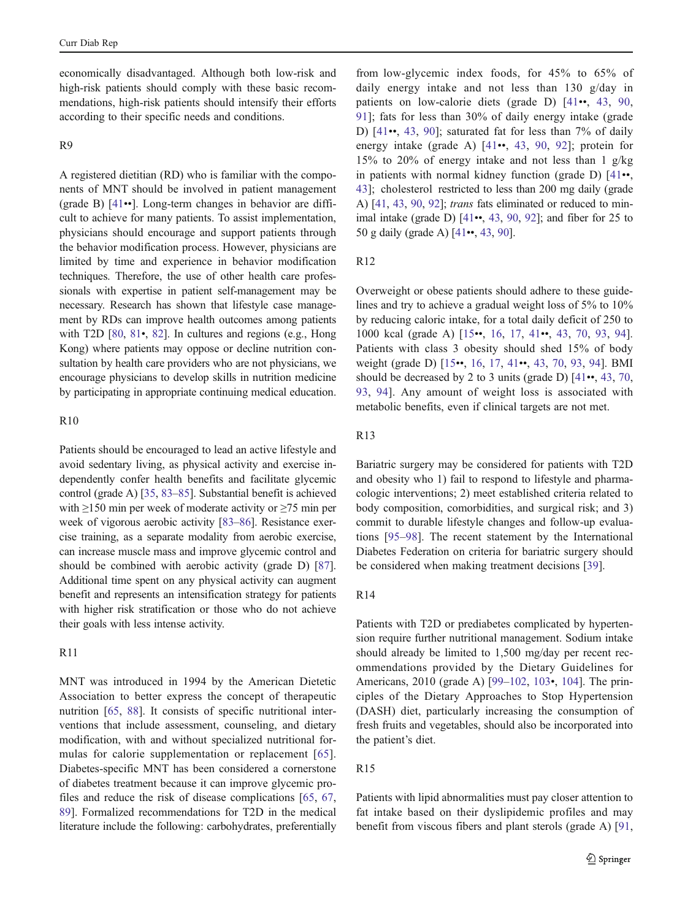economically disadvantaged. Although both low-risk and high-risk patients should comply with these basic recommendations, high-risk patients should intensify their efforts according to their specific needs and conditions.

R9

A registered dietitian (RD) who is familiar with the components of MNT should be involved in patient management (grade B) [41••]. Long-term changes in behavior are difficult to achieve for many patients. To assist implementation, physicians should encourage and support patients through the behavior modification process. However, physicians are limited by time and experience in behavior modification techniques. Therefore, the use of other health care professionals with expertise in patient self-management may be necessary. Research has shown that lifestyle case management by RDs can improve health outcomes among patients with T2D [80, 81•, 82]. In cultures and regions (e.g., Hong Kong) where patients may oppose or decline nutrition consultation by health care providers who are not physicians, we encourage physicians to develop skills in nutrition medicine by participating in appropriate continuing medical education.

R10

Patients should be encouraged to lead an active lifestyle and avoid sedentary living, as physical activity and exercise independently confer health benefits and facilitate glycemic control (grade A) [35, 83–85]. Substantial benefit is achieved with ≥150 min per week of moderate activity or ≥75 min per week of vigorous aerobic activity [83–86]. Resistance exercise training, as a separate modality from aerobic exercise, can increase muscle mass and improve glycemic control and should be combined with aerobic activity (grade D) [87]. Additional time spent on any physical activity can augment benefit and represents an intensification strategy for patients with higher risk stratification or those who do not achieve their goals with less intense activity.

R11

MNT was introduced in 1994 by the American Dietetic Association to better express the concept of therapeutic nutrition [65, 88]. It consists of specific nutritional interventions that include assessment, counseling, and dietary modification, with and without specialized nutritional formulas for calorie supplementation or replacement [65]. Diabetes-specific MNT has been considered a cornerstone of diabetes treatment because it can improve glycemic profiles and reduce the risk of disease complications [65, 67, 89]. Formalized recommendations for T2D in the medical literature include the following: carbohydrates, preferentially from low-glycemic index foods, for 45% to 65% of daily energy intake and not less than 130 g/day in patients on low-calorie diets (grade D) [41••, 43, 90, 91]; fats for less than 30% of daily energy intake (grade D) [41••, 43, 90]; saturated fat for less than 7% of daily energy intake (grade A) [41••, 43, 90, 92]; protein for 15% to 20% of energy intake and not less than 1 g/kg in patients with normal kidney function (grade D) [41••, 43]; cholesterol restricted to less than 200 mg daily (grade A) [41, 43, 90, 92]; *trans* fats eliminated or reduced to minimal intake (grade D) [41••, 43, 90, 92]; and fiber for 25 to 50 g daily (grade A) [41••, 43, 90].

R12

Overweight or obese patients should adhere to these guidelines and try to achieve a gradual weight loss of 5% to 10% by reducing caloric intake, for a total daily deficit of 250 to 1000 kcal (grade A) [15••, 16, 17, 41••, 43, 70, 93, 94]. Patients with class 3 obesity should shed 15% of body weight (grade D) [15••, 16, 17, 41••, 43, 70, 93, 94]. BMI should be decreased by 2 to 3 units (grade D) [41••, 43, 70, 93, 94]. Any amount of weight loss is associated with metabolic benefits, even if clinical targets are not met.

R13

Bariatric surgery may be considered for patients with T2D and obesity who 1) fail to respond to lifestyle and pharmacologic interventions; 2) meet established criteria related to body composition, comorbidities, and surgical risk; and 3) commit to durable lifestyle changes and follow-up evaluations [95–98]. The recent statement by the International Diabetes Federation on criteria for bariatric surgery should be considered when making treatment decisions [39].

R14

Patients with T2D or prediabetes complicated by hypertension require further nutritional management. Sodium intake should already be limited to 1,500 mg/day per recent recommendations provided by the Dietary Guidelines for Americans, 2010 (grade A) [99–102, 103•, 104]. The principles of the Dietary Approaches to Stop Hypertension (DASH) diet, particularly increasing the consumption of fresh fruits and vegetables, should also be incorporated into the patient's diet.

R15

Patients with lipid abnormalities must pay closer attention to fat intake based on their dyslipidemic profiles and may benefit from viscous fibers and plant sterols (grade A) [91,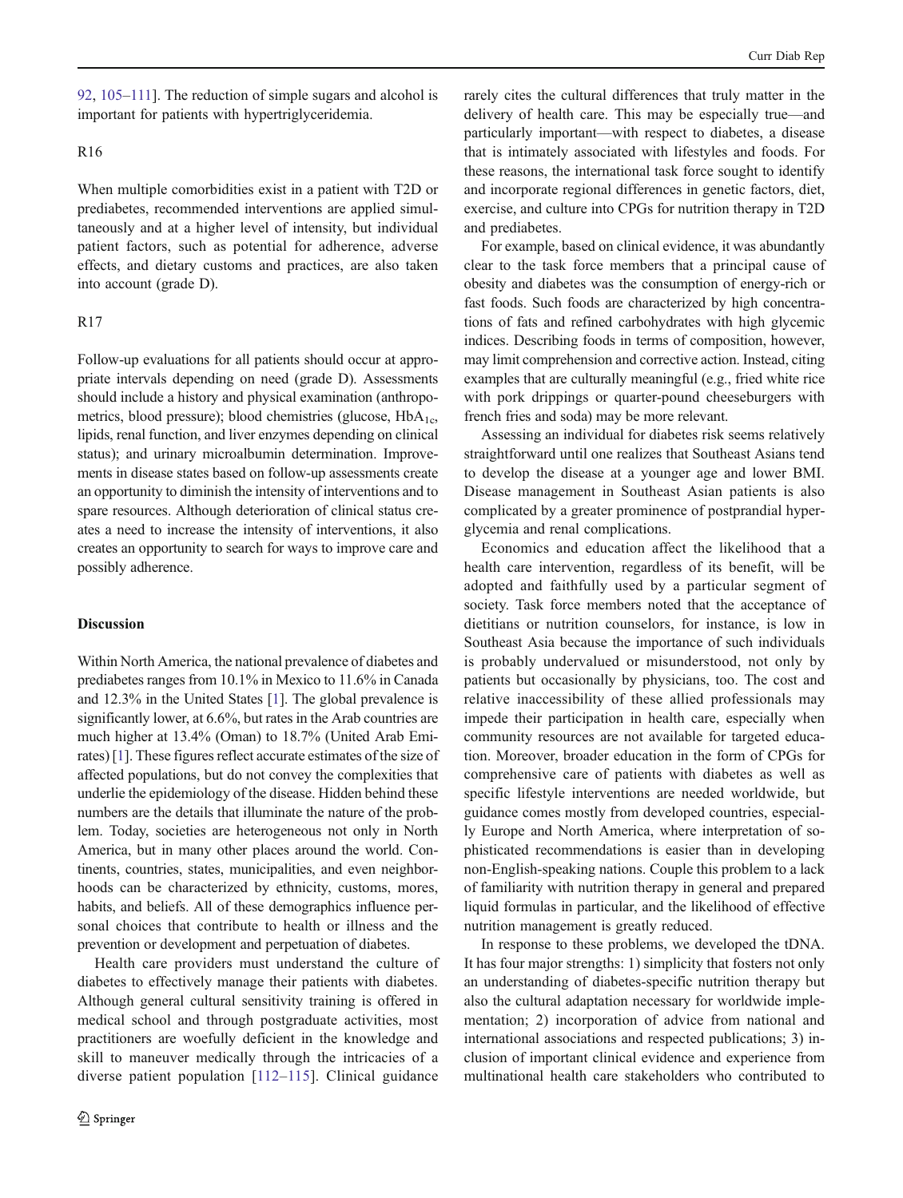92, 105–111]. The reduction of simple sugars and alcohol is important for patients with hypertriglyceridemia.

R16

When multiple comorbidities exist in a patient with T2D or prediabetes, recommended interventions are applied simultaneously and at a higher level of intensity, but individual patient factors, such as potential for adherence, adverse effects, and dietary customs and practices, are also taken into account (grade D).

R17

Follow-up evaluations for all patients should occur at appropriate intervals depending on need (grade D). Assessments should include a history and physical examination (anthropometrics, blood pressure); blood chemistries (glucose, $HbA_{1c}$, lipids, renal function, and liver enzymes depending on clinical status); and urinary microalbumin determination. Improvements in disease states based on follow-up assessments create an opportunity to diminish the intensity of interventions and to spare resources. Although deterioration of clinical status creates a need to increase the intensity of interventions, it also creates an opportunity to search for ways to improve care and possibly adherence.

## Discussion

Within North America, the national prevalence of diabetes and prediabetes ranges from 10.1% in Mexico to 11.6% in Canada and 12.3% in the United States [1]. The global prevalence is significantly lower, at 6.6%, but rates in the Arab countries are much higher at 13.4% (Oman) to 18.7% (United Arab Emirates) [1]. These figures reflect accurate estimates of the size of affected populations, but do not convey the complexities that underlie the epidemiology of the disease. Hidden behind these numbers are the details that illuminate the nature of the problem. Today, societies are heterogeneous not only in North America, but in many other places around the world. Continents, countries, states, municipalities, and even neighborhoods can be characterized by ethnicity, customs, mores, habits, and beliefs. All of these demographics influence personal choices that contribute to health or illness and the prevention or development and perpetuation of diabetes.

Health care providers must understand the culture of diabetes to effectively manage their patients with diabetes. Although general cultural sensitivity training is offered in medical school and through postgraduate activities, most practitioners are woefully deficient in the knowledge and skill to maneuver medically through the intricacies of a diverse patient population [112–115]. Clinical guidance rarely cites the cultural differences that truly matter in the delivery of health care. This may be especially true—and particularly important—with respect to diabetes, a disease that is intimately associated with lifestyles and foods. For these reasons, the international task force sought to identify and incorporate regional differences in genetic factors, diet, exercise, and culture into CPGs for nutrition therapy in T2D and prediabetes.

For example, based on clinical evidence, it was abundantly clear to the task force members that a principal cause of obesity and diabetes was the consumption of energy-rich or fast foods. Such foods are characterized by high concentrations of fats and refined carbohydrates with high glycemic indices. Describing foods in terms of composition, however, may limit comprehension and corrective action. Instead, citing examples that are culturally meaningful (e.g., fried white rice with pork drippings or quarter-pound cheeseburgers with french fries and soda) may be more relevant.

Assessing an individual for diabetes risk seems relatively straightforward until one realizes that Southeast Asians tend to develop the disease at a younger age and lower BMI. Disease management in Southeast Asian patients is also complicated by a greater prominence of postprandial hyperglycemia and renal complications.

Economics and education affect the likelihood that a health care intervention, regardless of its benefit, will be adopted and faithfully used by a particular segment of society. Task force members noted that the acceptance of dietitians or nutrition counselors, for instance, is low in Southeast Asia because the importance of such individuals is probably undervalued or misunderstood, not only by patients but occasionally by physicians, too. The cost and relative inaccessibility of these allied professionals may impede their participation in health care, especially when community resources are not available for targeted education. Moreover, broader education in the form of CPGs for comprehensive care of patients with diabetes as well as specific lifestyle interventions are needed worldwide, but guidance comes mostly from developed countries, especially Europe and North America, where interpretation of sophisticated recommendations is easier than in developing non-English-speaking nations. Couple this problem to a lack of familiarity with nutrition therapy in general and prepared liquid formulas in particular, and the likelihood of effective nutrition management is greatly reduced.

In response to these problems, we developed the tDNA. It has four major strengths: 1) simplicity that fosters not only an understanding of diabetes-specific nutrition therapy but also the cultural adaptation necessary for worldwide implementation; 2) incorporation of advice from national and international associations and respected publications; 3) inclusion of important clinical evidence and experience from multinational health care stakeholders who contributed to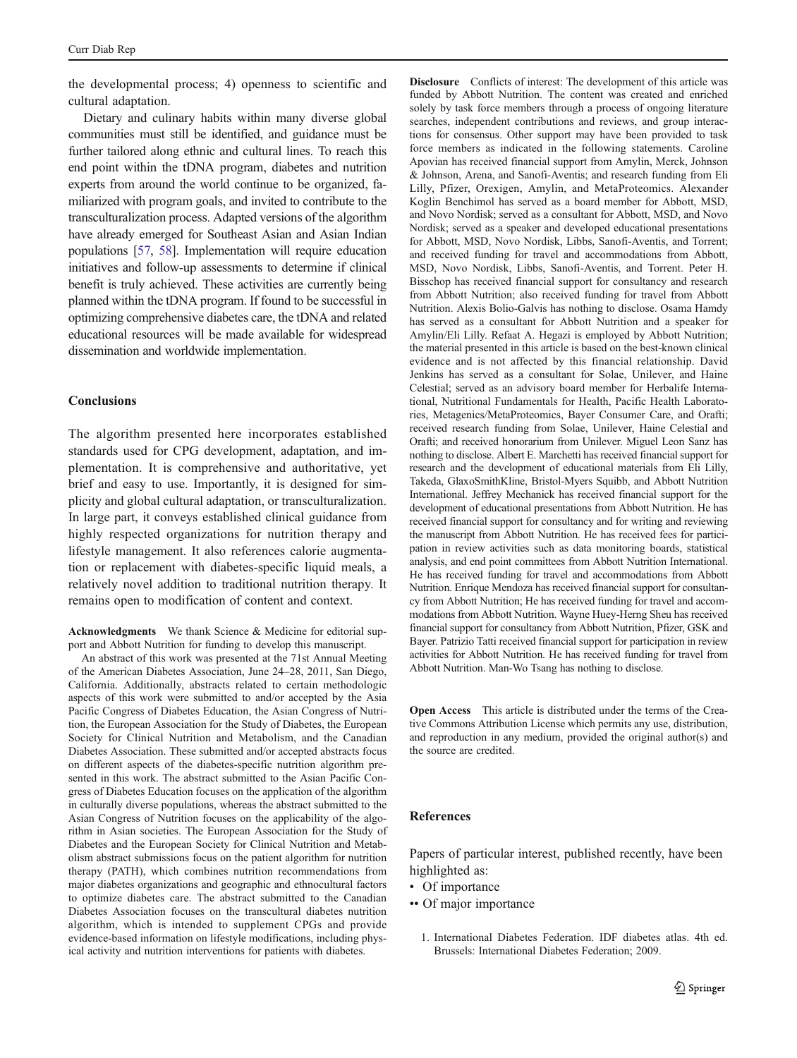the developmental process; 4) openness to scientific and cultural adaptation.

Dietary and culinary habits within many diverse global communities must still be identified, and guidance must be further tailored along ethnic and cultural lines. To reach this end point within the tDNA program, diabetes and nutrition experts from around the world continue to be organized, familiarized with program goals, and invited to contribute to the transculturalization process. Adapted versions of the algorithm have already emerged for Southeast Asian and Asian Indian populations [57, 58]. Implementation will require education initiatives and follow-up assessments to determine if clinical benefit is truly achieved. These activities are currently being planned within the tDNA program. If found to be successful in optimizing comprehensive diabetes care, the tDNA and related educational resources will be made available for widespread dissemination and worldwide implementation.

## Conclusions

The algorithm presented here incorporates established standards used for CPG development, adaptation, and implementation. It is comprehensive and authoritative, yet brief and easy to use. Importantly, it is designed for simplicity and global cultural adaptation, or transculturalization. In large part, it conveys established clinical guidance from highly respected organizations for nutrition therapy and lifestyle management. It also references calorie augmentation or replacement with diabetes-specific liquid meals, a relatively novel addition to traditional nutrition therapy. It remains open to modification of content and context.

**Acknowledgments** We thank Science & Medicine for editorial support and Abbott Nutrition for funding to develop this manuscript.

An abstract of this work was presented at the 71st Annual Meeting of the American Diabetes Association, June 24–28, 2011, San Diego, California. Additionally, abstracts related to certain methodologic aspects of this work were submitted to and/or accepted by the Asia Pacific Congress of Diabetes Education, the Asian Congress of Nutrition, the European Association for the Study of Diabetes, the European Society for Clinical Nutrition and Metabolism, and the Canadian Diabetes Association. These submitted and/or accepted abstracts focus on different aspects of the diabetes-specific nutrition algorithm presented in this work. The abstract submitted to the Asian Pacific Congress of Diabetes Education focuses on the application of the algorithm in culturally diverse populations, whereas the abstract submitted to the Asian Congress of Nutrition focuses on the applicability of the algorithm in Asian societies. The European Association for the Study of Diabetes and the European Society for Clinical Nutrition and Metabolism abstract submissions focus on the patient algorithm for nutrition therapy (PATH), which combines nutrition recommendations from major diabetes organizations and geographic and ethnocultural factors to optimize diabetes care. The abstract submitted to the Canadian Diabetes Association focuses on the transcultural diabetes nutrition algorithm, which is intended to supplement CPGs and provide evidence-based information on lifestyle modifications, including physical activity and nutrition interventions for patients with diabetes.

**Disclosure** Conflicts of interest: The development of this article was funded by Abbott Nutrition. The content was created and enriched solely by task force members through a process of ongoing literature searches, independent contributions and reviews, and group interactions for consensus. Other support may have been provided to task force members as indicated in the following statements. Caroline Apovian has received financial support from Amylin, Merck, Johnson & Johnson, Arena, and Sanofi-Aventis; and research funding from Eli Lilly, Pfizer, Orexigen, Amylin, and MetaProteomics. Alexander Koglin Benchimol has served as a board member for Abbott, MSD, and Novo Nordisk; served as a consultant for Abbott, MSD, and Novo Nordisk; served as a speaker and developed educational presentations for Abbott, MSD, Novo Nordisk, Libbs, Sanofi-Aventis, and Torrent; and received funding for travel and accommodations from Abbott, MSD, Novo Nordisk, Libbs, Sanofi-Aventis, and Torrent. Peter H. Bisschop has received financial support for consultancy and research from Abbott Nutrition; also received funding for travel from Abbott Nutrition. Alexis Bolio-Galvis has nothing to disclose. Osama Hamdy has served as a consultant for Abbott Nutrition and a speaker for Amylin/Eli Lilly. Refaat A. Hegazi is employed by Abbott Nutrition; the material presented in this article is based on the best-known clinical evidence and is not affected by this financial relationship. David Jenkins has served as a consultant for Solae, Unilever, and Haine Celestial; served as an advisory board member for Herbalife International, Nutritional Fundamentals for Health, Pacific Health Laboratories, Metagenics/MetaProteomics, Bayer Consumer Care, and Orafti; received research funding from Solae, Unilever, Haine Celestial and Orafti; and received honorarium from Unilever. Miguel Leon Sanz has nothing to disclose. Albert E. Marchetti has received financial support for research and the development of educational materials from Eli Lilly, Takeda, GlaxoSmithKline, Bristol-Myers Squibb, and Abbott Nutrition International. Jeffrey Mechanick has received financial support for the development of educational presentations from Abbott Nutrition. He has received financial support for consultancy and for writing and reviewing the manuscript from Abbott Nutrition. He has received fees for participation in review activities such as data monitoring boards, statistical analysis, and end point committees from Abbott Nutrition International. He has received funding for travel and accommodations from Abbott Nutrition. Enrique Mendoza has received financial support for consultancy from Abbott Nutrition; He has received funding for travel and accommodations from Abbott Nutrition. Wayne Huey-Herng Sheu has received financial support for consultancy from Abbott Nutrition, Pfizer, GSK and Bayer. Patrizio Tatti received financial support for participation in review activities for Abbott Nutrition. He has received funding for travel from Abbott Nutrition. Man-Wo Tsang has nothing to disclose.

**Open Access** This article is distributed under the terms of the Creative Commons Attribution License which permits any use, distribution, and reproduction in any medium, provided the original author(s) and the source are credited.

## References

Papers of particular interest, published recently, have been highlighted as:

- • Of importance
- •• Of major importance

1. International Diabetes Federation. IDF diabetes atlas. 4th ed. Brussels: International Diabetes Federation; 2009.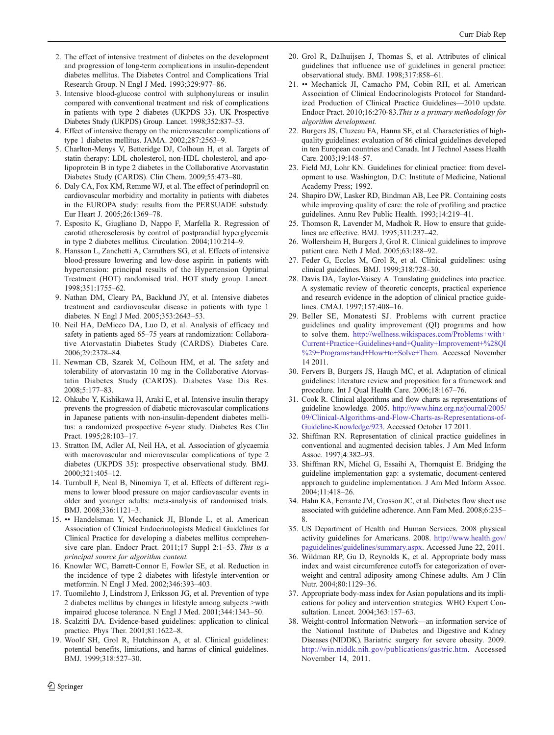2. The effect of intensive treatment of diabetes on the development and progression of long-term complications in insulin-dependent diabetes mellitus. The Diabetes Control and Complications Trial Research Group. N Engl J Med. 1993;329:977–86.
3. Intensive blood-glucose control with sulphonylureas or insulin compared with conventional treatment and risk of complications in patients with type 2 diabetes (UKPDS 33). UK Prospective Diabetes Study (UKPDS) Group. Lancet. 1998;352:837–53.
4. Effect of intensive therapy on the microvascular complications of type 1 diabetes mellitus. JAMA. 2002;287:2563–9.
5. Charlton-Menys V, Betteridge DJ, Colhoun H, et al. Targets of statin therapy: LDL cholesterol, non-HDL cholesterol, and apolipoprotein B in type 2 diabetes in the Collaborative Atorvastatin Diabetes Study (CARDS). Clin Chem. 2009;55:473–80.
6. Daly CA, Fox KM, Remme WJ, et al. The effect of perindopril on cardiovascular morbidity and mortality in patients with diabetes in the EUROPA study: results from the PERSUADE substudy. Eur Heart J. 2005;26:1369–78.
7. Esposito K, Giugliano D, Nappo F, Marfella R. Regression of carotid atherosclerosis by control of postprandial hyperglycemia in type 2 diabetes mellitus. Circulation. 2004;110:214–9.
8. Hansson L, Zanchetti A, Carruthers SG, et al. Effects of intensive blood-pressure lowering and low-dose aspirin in patients with hypertension: principal results of the Hypertension Optimal Treatment (HOT) randomised trial. HOT study group. Lancet. 1998;351:1755–62.
9. Nathan DM, Cleary PA, Backlund JY, et al. Intensive diabetes treatment and cardiovascular disease in patients with type 1 diabetes. N Engl J Med. 2005;353:2643–53.
10. Neil HA, DeMicco DA, Luo D, et al. Analysis of efficacy and safety in patients aged 65–75 years at randomization: Collaborative Atorvastatin Diabetes Study (CARDS). Diabetes Care. 2006;29:2378–84.
11. Newman CB, Szarek M, Colhoun HM, et al. The safety and tolerability of atorvastatin 10 mg in the Collaborative Atorvastatin Diabetes Study (CARDS). Diabetes Vasc Dis Res. 2008;5:177–83.
12. Ohkubo Y, Kishikawa H, Araki E, et al. Intensive insulin therapy prevents the progression of diabetic microvascular complications in Japanese patients with non-insulin-dependent diabetes mellitus: a randomized prospective 6-year study. Diabetes Res Clin Pract. 1995;28:103–17.
13. Stratton IM, Adler AI, Neil HA, et al. Association of glycaemia with macrovascular and microvascular complications of type 2 diabetes (UKPDS 35): prospective observational study. BMJ. 2000;321:405–12.
14. Turnbull F, Neal B, Ninomiya T, et al. Effects of different regimens to lower blood pressure on major cardiovascular events in older and younger adults: meta-analysis of randomised trials. BMJ. 2008;336:1121–3.
15. •• Handelsman Y, Mechanick JI, Blonde L, et al. American Association of Clinical Endocrinologists Medical Guidelines for Clinical Practice for developing a diabetes mellitus comprehensive care plan. Endocr Pract. 2011;17 Suppl 2:1–53. *This is a principal source for algorithm content.*
16. Knowler WC, Barrett-Connor E, Fowler SE, et al. Reduction in the incidence of type 2 diabetes with lifestyle intervention or metformin. N Engl J Med. 2002;346:393–403.
17. Tuomilehto J, Lindstrom J, Eriksson JG, et al. Prevention of type 2 diabetes mellitus by changes in lifestyle among subjects >with impaired glucose tolerance. N Engl J Med. 2001;344:1343–50.
18. Scalzitti DA. Evidence-based guidelines: application to clinical practice. Phys Ther. 2001;81:1622–8.
19. Woolf SH, Grol R, Hutchinson A, et al. Clinical guidelines: potential benefits, limitations, and harms of clinical guidelines. BMJ. 1999;318:527–30.
20. Grol R, Dalhuijsen J, Thomas S, et al. Attributes of clinical guidelines that influence use of guidelines in general practice: observational study. BMJ. 1998;317:858–61.
21. •• Mechanick JI, Camacho PM, Cobin RH, et al. American Association of Clinical Endocrinologists Protocol for Standardized Production of Clinical Practice Guidelines—2010 update. Endocr Pract. 2010;16:270-83.*This is a primary methodology for algorithm development.*
22. Burgers JS, Cluzeau FA, Hanna SE, et al. Characteristics of high-quality guidelines: evaluation of 86 clinical guidelines developed in ten European countries and Canada. Int J Technol Assess Health Care. 2003;19:148–57.
23. Field MJ, Lohr KN. Guidelines for clinical practice: from development to use. Washington, D.C: Institute of Medicine, National Academy Press; 1992.
24. Shapiro DW, Lasker RD, Bindman AB, Lee PR. Containing costs while improving quality of care: the role of profiling and practice guidelines. Annu Rev Public Health. 1993;14:219–41.
25. Thomson R, Lavender M, Madhok R. How to ensure that guidelines are effective. BMJ. 1995;311:237–42.
26. Wollersheim H, Burgers J, Grol R. Clinical guidelines to improve patient care. Neth J Med. 2005;63:188–92.
27. Feder G, Eccles M, Grol R, et al. Clinical guidelines: using clinical guidelines. BMJ. 1999;318:728–30.
28. Davis DA, Taylor-Vaisey A. Translating guidelines into practice. A systematic review of theoretic concepts, practical experience and research evidence in the adoption of clinical practice guidelines. CMAJ. 1997;157:408–16.
29. Beller SE, Monatesti SJ. Problems with current practice guidelines and quality improvement (QI) programs and how to solve them. http://wellness.wikispaces.com/Problems+with+Current+Practice+Guidelines+and+Quality+Improvement+%28QI%29+Programs+and+How+to+Solve+Them. Accessed November 14 2011.
30. Fervers B, Burgers JS, Haugh MC, et al. Adaptation of clinical guidelines: literature review and proposition for a framework and procedure. Int J Qual Health Care. 2006;18:167–76.
31. Cook R. Clinical algorithms and flow charts as representations of guideline knowledge. 2005. http://www.hinz.org.nz/journal/2005/09/Clinical-Algorithms-and-Flow-Charts-as-Representations-of-Guideline-Knowledge/923. Accessed October 17 2011.
32. Shiffman RN. Representation of clinical practice guidelines in conventional and augmented decision tables. J Am Med Inform Assoc. 1997;4:382–93.
33. Shiffman RN, Michel G, Essaihi A, Thornquist E. Bridging the guideline implementation gap: a systematic, document-centered approach to guideline implementation. J Am Med Inform Assoc. 2004;11:418–26.
34. Hahn KA, Ferrante JM, Crosson JC, et al. Diabetes flow sheet use associated with guideline adherence. Ann Fam Med. 2008;6:235–8.
35. US Department of Health and Human Services. 2008 physical activity guidelines for Americans. 2008. http://www.health.gov/paguidelines/guidelines/summary.aspx. Accessed June 22, 2011.
36. Wildman RP, Gu D, Reynolds K, et al. Appropriate body mass index and waist circumference cutoffs for categorization of overweight and central adiposity among Chinese adults. Am J Clin Nutr. 2004;80:1129–36.
37. Appropriate body-mass index for Asian populations and its implications for policy and intervention strategies. WHO Expert Consultation. Lancet. 2004;363:157–63.
38. Weight-control Information Network—an information service of the National Institute of Diabetes and Digestive and Kidney Diseases (NIDDK). Bariatric surgery for severe obesity. 2009. http://win.niddk.nih.gov/publications/gastric.htm. Accessed November 14, 2011.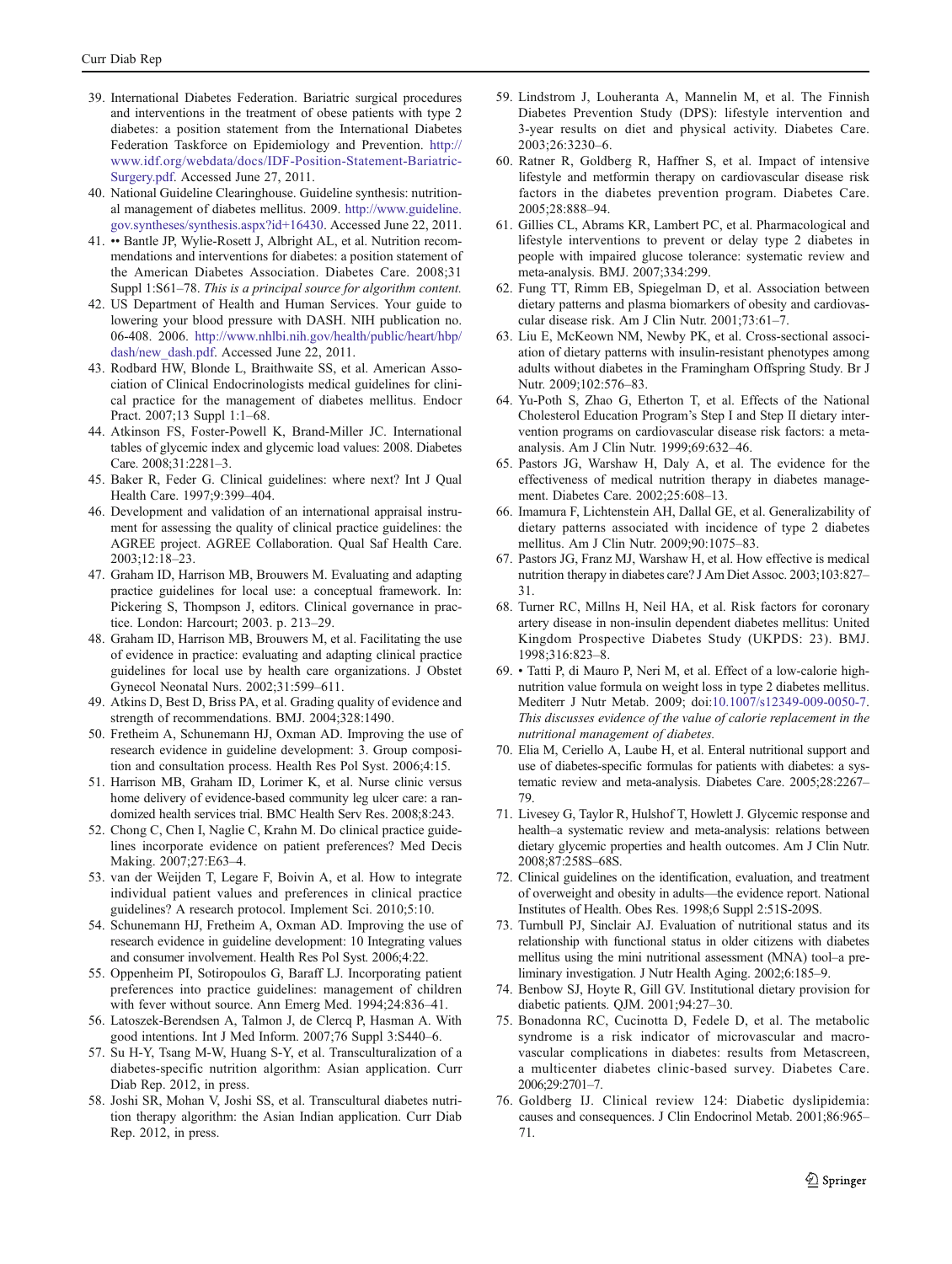39. International Diabetes Federation. Bariatric surgical procedures and interventions in the treatment of obese patients with type 2 diabetes: a position statement from the International Diabetes Federation Taskforce on Epidemiology and Prevention. http://www.idf.org/webdata/docs/IDF-Position-Statement-Bariatric-Surgery.pdf. Accessed June 27, 2011.
40. National Guideline Clearinghouse. Guideline synthesis: nutritional management of diabetes mellitus. 2009. http://www.guideline.gov.syntheses/synthesis.aspx?id+16430. Accessed June 22, 2011.
41. •• Bantle JP, Wylie-Rosett J, Albright AL, et al. Nutrition recommendations and interventions for diabetes: a position statement of the American Diabetes Association. Diabetes Care. 2008;31 Suppl 1:S61–78. *This is a principal source for algorithm content.*
42. US Department of Health and Human Services. Your guide to lowering your blood pressure with DASH. NIH publication no. 06-408. 2006. http://www.nhlbi.nih.gov/health/public/heart/hbp/dash/new_dash.pdf. Accessed June 22, 2011.
43. Rodbard HW, Blonde L, Braithwaite SS, et al. American Association of Clinical Endocrinologists medical guidelines for clinical practice for the management of diabetes mellitus. Endocr Pract. 2007;13 Suppl 1:1–68.
44. Atkinson FS, Foster-Powell K, Brand-Miller JC. International tables of glycemic index and glycemic load values: 2008. Diabetes Care. 2008;31:2281–3.
45. Baker R, Feder G. Clinical guidelines: where next? Int J Qual Health Care. 1997;9:399–404.
46. Development and validation of an international appraisal instrument for assessing the quality of clinical practice guidelines: the AGREE project. AGREE Collaboration. Qual Saf Health Care. 2003;12:18–23.
47. Graham ID, Harrison MB, Brouwers M. Evaluating and adapting practice guidelines for local use: a conceptual framework. In: Pickering S, Thompson J, editors. Clinical governance in practice. London: Harcourt; 2003. p. 213–29.
48. Graham ID, Harrison MB, Brouwers M, et al. Facilitating the use of evidence in practice: evaluating and adapting clinical practice guidelines for local use by health care organizations. J Obstet Gynecol Neonatal Nurs. 2002;31:599–611.
49. Atkins D, Best D, Briss PA, et al. Grading quality of evidence and strength of recommendations. BMJ. 2004;328:1490.
50. Fretheim A, Schunemann HJ, Oxman AD. Improving the use of research evidence in guideline development: 3. Group composition and consultation process. Health Res Pol Syst. 2006;4:15.
51. Harrison MB, Graham ID, Lorimer K, et al. Nurse clinic versus home delivery of evidence-based community leg ulcer care: a randomized health services trial. BMC Health Serv Res. 2008;8:243.
52. Chong C, Chen I, Naglie C, Krahn M. Do clinical practice guidelines incorporate evidence on patient preferences? Med Decis Making. 2007;27:E63–4.
53. van der Weijden T, Legare F, Boivin A, et al. How to integrate individual patient values and preferences in clinical practice guidelines? A research protocol. Implement Sci. 2010;5:10.
54. Schunemann HJ, Fretheim A, Oxman AD. Improving the use of research evidence in guideline development: 10 Integrating values and consumer involvement. Health Res Pol Syst. 2006;4:22.
55. Oppenheim PI, Sotiropoulos G, Baraff LJ. Incorporating patient preferences into practice guidelines: management of children with fever without source. Ann Emerg Med. 1994;24:836–41.
56. Latoszek-Berendsen A, Talmon J, de Clercq P, Hasman A. With good intentions. Int J Med Inform. 2007;76 Suppl 3:S440–6.
57. Su H-Y, Tsang M-W, Huang S-Y, et al. Transculturalization of a diabetes-specific nutrition algorithm: Asian application. Curr Diab Rep. 2012, in press.
58. Joshi SR, Mohan V, Joshi SS, et al. Transcultural diabetes nutrition therapy algorithm: the Asian Indian application. Curr Diab Rep. 2012, in press.
59. Lindstrom J, Louheranta A, Mannelin M, et al. The Finnish Diabetes Prevention Study (DPS): lifestyle intervention and 3-year results on diet and physical activity. Diabetes Care. 2003;26:3230–6.
60. Ratner R, Goldberg R, Haffner S, et al. Impact of intensive lifestyle and metformin therapy on cardiovascular disease risk factors in the diabetes prevention program. Diabetes Care. 2005;28:888–94.
61. Gillies CL, Abrams KR, Lambert PC, et al. Pharmacological and lifestyle interventions to prevent or delay type 2 diabetes in people with impaired glucose tolerance: systematic review and meta-analysis. BMJ. 2007;334:299.
62. Fung TT, Rimm EB, Spiegelman D, et al. Association between dietary patterns and plasma biomarkers of obesity and cardiovascular disease risk. Am J Clin Nutr. 2001;73:61–7.
63. Liu E, McKeown NM, Newby PK, et al. Cross-sectional association of dietary patterns with insulin-resistant phenotypes among adults without diabetes in the Framingham Offspring Study. Br J Nutr. 2009;102:576–83.
64. Yu-Poth S, Zhao G, Etherton T, et al. Effects of the National Cholesterol Education Program's Step I and Step II dietary intervention programs on cardiovascular disease risk factors: a meta-analysis. Am J Clin Nutr. 1999;69:632–46.
65. Pastors JG, Warshaw H, Daly A, et al. The evidence for the effectiveness of medical nutrition therapy in diabetes management. Diabetes Care. 2002;25:608–13.
66. Imamura F, Lichtenstein AH, Dallal GE, et al. Generalizability of dietary patterns associated with incidence of type 2 diabetes mellitus. Am J Clin Nutr. 2009;90:1075–83.
67. Pastors JG, Franz MJ, Warshaw H, et al. How effective is medical nutrition therapy in diabetes care? J Am Diet Assoc. 2003;103:827–31.
68. Turner RC, Millns H, Neil HA, et al. Risk factors for coronary artery disease in non-insulin dependent diabetes mellitus: United Kingdom Prospective Diabetes Study (UKPDS: 23). BMJ. 1998;316:823–8.
69. • Tatti P, di Mauro P, Neri M, et al. Effect of a low-calorie high-nutrition value formula on weight loss in type 2 diabetes mellitus. Mediterr J Nutr Metab. 2009; doi:10.1007/s12349-009-0050-7. *This discusses evidence of the value of calorie replacement in the nutritional management of diabetes.*
70. Elia M, Ceriello A, Laube H, et al. Enteral nutritional support and use of diabetes-specific formulas for patients with diabetes: a systematic review and meta-analysis. Diabetes Care. 2005;28:2267–79.
71. Livesey G, Taylor R, Hulshof T, Howlett J. Glycemic response and health–a systematic review and meta-analysis: relations between dietary glycemic properties and health outcomes. Am J Clin Nutr. 2008;87:258S–68S.
72. Clinical guidelines on the identification, evaluation, and treatment of overweight and obesity in adults—the evidence report. National Institutes of Health. Obes Res. 1998;6 Suppl 2:51S-209S.
73. Turnbull PJ, Sinclair AJ. Evaluation of nutritional status and its relationship with functional status in older citizens with diabetes mellitus using the mini nutritional assessment (MNA) tool–a preliminary investigation. J Nutr Health Aging. 2002;6:185–9.
74. Benbow SJ, Hoyte R, Gill GV. Institutional dietary provision for diabetic patients. QJM. 2001;94:27–30.
75. Bonadonna RC, Cucinotta D, Fedele D, et al. The metabolic syndrome is a risk indicator of microvascular and macrovascular complications in diabetes: results from Metascreen, a multicenter diabetes clinic-based survey. Diabetes Care. 2006;29:2701–7.
76. Goldberg IJ. Clinical review 124: Diabetic dyslipidemia: causes and consequences. J Clin Endocrinol Metab. 2001;86:965–71.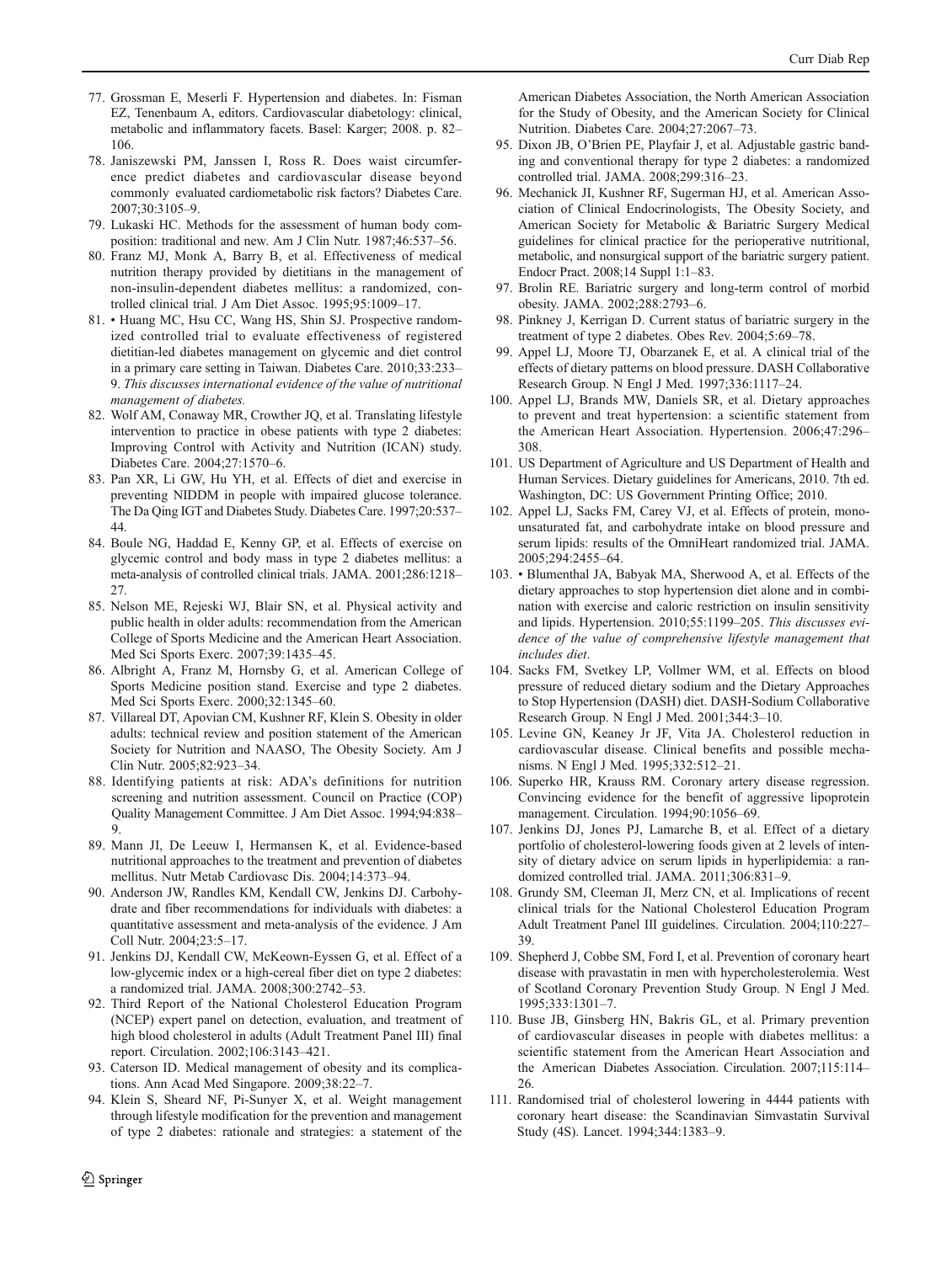77. Grossman E, Meserli F. Hypertension and diabetes. In: Fisman EZ, Tenenbaum A, editors. Cardiovascular diabetology: clinical, metabolic and inflammatory facets. Basel: Karger; 2008. p. 82–106.
78. Janiszewski PM, Janssen I, Ross R. Does waist circumference predict diabetes and cardiovascular disease beyond commonly evaluated cardiometabolic risk factors? Diabetes Care. 2007;30:3105–9.
79. Lukaski HC. Methods for the assessment of human body composition: traditional and new. Am J Clin Nutr. 1987;46:537–56.
80. Franz MJ, Monk A, Barry B, et al. Effectiveness of medical nutrition therapy provided by dietitians in the management of non-insulin-dependent diabetes mellitus: a randomized, controlled clinical trial. J Am Diet Assoc. 1995;95:1009–17.
81. • Huang MC, Hsu CC, Wang HS, Shin SJ. Prospective randomized controlled trial to evaluate effectiveness of registered dietitian-led diabetes management on glycemic and diet control in a primary care setting in Taiwan. Diabetes Care. 2010;33:233–9. *This discusses international evidence of the value of nutritional management of diabetes.*
82. Wolf AM, Conaway MR, Crowther JQ, et al. Translating lifestyle intervention to practice in obese patients with type 2 diabetes: Improving Control with Activity and Nutrition (ICAN) study. Diabetes Care. 2004;27:1570–6.
83. Pan XR, Li GW, Hu YH, et al. Effects of diet and exercise in preventing NIDDM in people with impaired glucose tolerance. The Da Qing IGT and Diabetes Study. Diabetes Care. 1997;20:537–44.
84. Boule NG, Haddad E, Kenny GP, et al. Effects of exercise on glycemic control and body mass in type 2 diabetes mellitus: a meta-analysis of controlled clinical trials. JAMA. 2001;286:1218–27.
85. Nelson ME, Rejeski WJ, Blair SN, et al. Physical activity and public health in older adults: recommendation from the American College of Sports Medicine and the American Heart Association. Med Sci Sports Exerc. 2007;39:1435–45.
86. Albright A, Franz M, Hornsby G, et al. American College of Sports Medicine position stand. Exercise and type 2 diabetes. Med Sci Sports Exerc. 2000;32:1345–60.
87. Villareal DT, Apovian CM, Kushner RF, Klein S. Obesity in older adults: technical review and position statement of the American Society for Nutrition and NAASO, The Obesity Society. Am J Clin Nutr. 2005;82:923–34.
88. Identifying patients at risk: ADA's definitions for nutrition screening and nutrition assessment. Council on Practice (COP) Quality Management Committee. J Am Diet Assoc. 1994;94:838–9.
89. Mann JI, De Leeuw I, Hermansen K, et al. Evidence-based nutritional approaches to the treatment and prevention of diabetes mellitus. Nutr Metab Cardiovasc Dis. 2004;14:373–94.
90. Anderson JW, Randles KM, Kendall CW, Jenkins DJ. Carbohydrate and fiber recommendations for individuals with diabetes: a quantitative assessment and meta-analysis of the evidence. J Am Coll Nutr. 2004;23:5–17.
91. Jenkins DJ, Kendall CW, McKeown-Eyssen G, et al. Effect of a low-glycemic index or a high-cereal fiber diet on type 2 diabetes: a randomized trial. JAMA. 2008;300:2742–53.
92. Third Report of the National Cholesterol Education Program (NCEP) expert panel on detection, evaluation, and treatment of high blood cholesterol in adults (Adult Treatment Panel III) final report. Circulation. 2002;106:3143–421.
93. Caterson ID. Medical management of obesity and its complications. Ann Acad Med Singapore. 2009;38:22–7.
94. Klein S, Sheard NF, Pi-Sunyer X, et al. Weight management through lifestyle modification for the prevention and management of type 2 diabetes: rationale and strategies: a statement of the American Diabetes Association, the North American Association for the Study of Obesity, and the American Society for Clinical Nutrition. Diabetes Care. 2004;27:2067–73.
95. Dixon JB, O'Brien PE, Playfair J, et al. Adjustable gastric banding and conventional therapy for type 2 diabetes: a randomized controlled trial. JAMA. 2008;299:316–23.
96. Mechanick JI, Kushner RF, Sugerman HJ, et al. American Association of Clinical Endocrinologists, The Obesity Society, and American Society for Metabolic & Bariatric Surgery Medical guidelines for clinical practice for the perioperative nutritional, metabolic, and nonsurgical support of the bariatric surgery patient. Endocr Pract. 2008;14 Suppl 1:1–83.
97. Brolin RE. Bariatric surgery and long-term control of morbid obesity. JAMA. 2002;288:2793–6.
98. Pinkney J, Kerrigan D. Current status of bariatric surgery in the treatment of type 2 diabetes. Obes Rev. 2004;5:69–78.
99. Appel LJ, Moore TJ, Obarzanek E, et al. A clinical trial of the effects of dietary patterns on blood pressure. DASH Collaborative Research Group. N Engl J Med. 1997;336:1117–24.
100. Appel LJ, Brands MW, Daniels SR, et al. Dietary approaches to prevent and treat hypertension: a scientific statement from the American Heart Association. Hypertension. 2006;47:296–308.
101. US Department of Agriculture and US Department of Health and Human Services. Dietary guidelines for Americans, 2010. 7th ed. Washington, DC: US Government Printing Office; 2010.
102. Appel LJ, Sacks FM, Carey VJ, et al. Effects of protein, monounsaturated fat, and carbohydrate intake on blood pressure and serum lipids: results of the OmniHeart randomized trial. JAMA. 2005;294:2455–64.
103. • Blumenthal JA, Babyak MA, Sherwood A, et al. Effects of the dietary approaches to stop hypertension diet alone and in combination with exercise and caloric restriction on insulin sensitivity and lipids. Hypertension. 2010;55:1199–205. *This discusses evidence of the value of comprehensive lifestyle management that includes diet*.
104. Sacks FM, Svetkey LP, Vollmer WM, et al. Effects on blood pressure of reduced dietary sodium and the Dietary Approaches to Stop Hypertension (DASH) diet. DASH-Sodium Collaborative Research Group. N Engl J Med. 2001;344:3–10.
105. Levine GN, Keaney Jr JF, Vita JA. Cholesterol reduction in cardiovascular disease. Clinical benefits and possible mechanisms. N Engl J Med. 1995;332:512–21.
106. Superko HR, Krauss RM. Coronary artery disease regression. Convincing evidence for the benefit of aggressive lipoprotein management. Circulation. 1994;90:1056–69.
107. Jenkins DJ, Jones PJ, Lamarche B, et al. Effect of a dietary portfolio of cholesterol-lowering foods given at 2 levels of intensity of dietary advice on serum lipids in hyperlipidemia: a randomized controlled trial. JAMA. 2011;306:831–9.
108. Grundy SM, Cleeman JI, Merz CN, et al. Implications of recent clinical trials for the National Cholesterol Education Program Adult Treatment Panel III guidelines. Circulation. 2004;110:227–39.
109. Shepherd J, Cobbe SM, Ford I, et al. Prevention of coronary heart disease with pravastatin in men with hypercholesterolemia. West of Scotland Coronary Prevention Study Group. N Engl J Med. 1995;333:1301–7.
110. Buse JB, Ginsberg HN, Bakris GL, et al. Primary prevention of cardiovascular diseases in people with diabetes mellitus: a scientific statement from the American Heart Association and the American Diabetes Association. Circulation. 2007;115:114–26.
111. Randomised trial of cholesterol lowering in 4444 patients with coronary heart disease: the Scandinavian Simvastatin Survival Study (4S). Lancet. 1994;344:1383–9.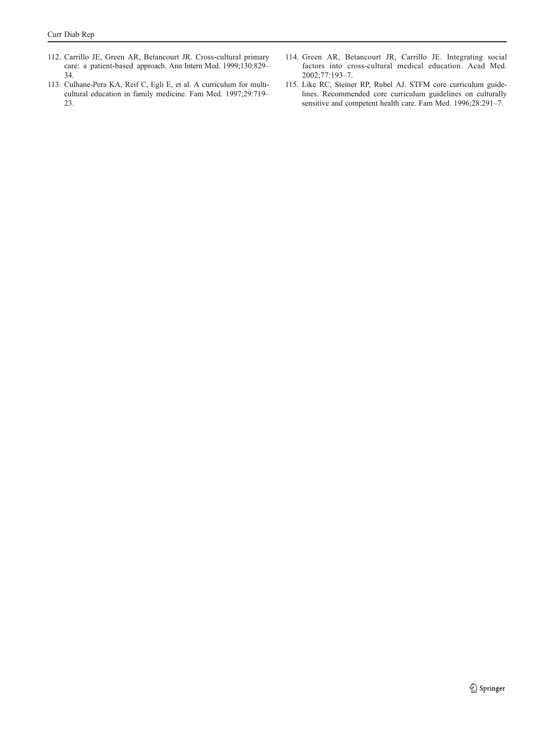112. Carrillo JE, Green AR, Betancourt JR. Cross-cultural primary care: a patient-based approach. Ann Intern Med. 1999;130:829–34.
113. Culhane-Pera KA, Reif C, Egli E, et al. A curriculum for multicultural education in family medicine. Fam Med. 1997;29:719–23.
114. Green AR, Betancourt JR, Carrillo JE. Integrating social factors into cross-cultural medical education. Acad Med. 2002;77:193–7.
115. Like RC, Steiner RP, Rubel AJ. STFM core curriculum guidelines. Recommended core curriculum guidelines on culturally sensitive and competent health care. Fam Med. 1996;28:291–7.